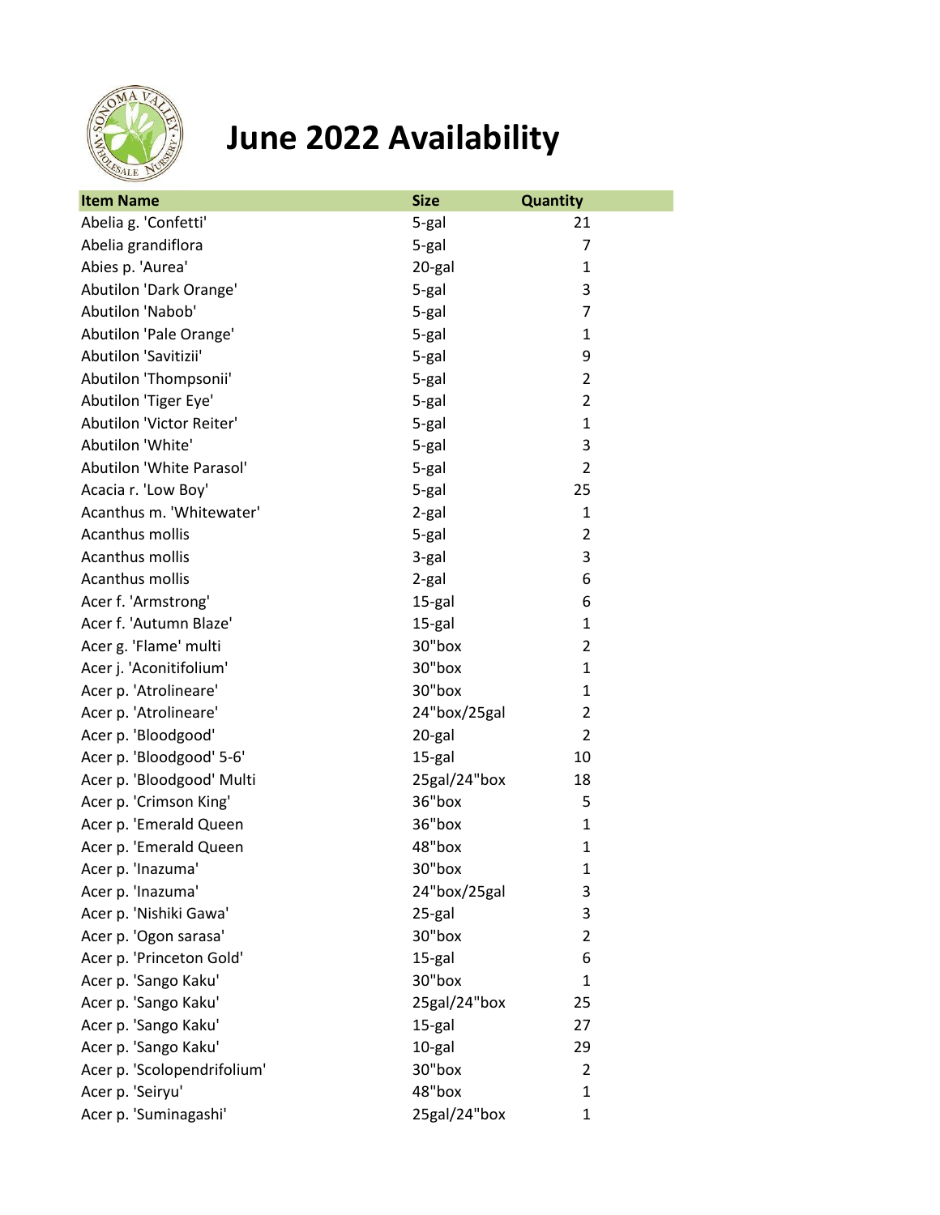# June 2022 Availability

| Item Name | Size | Quantity |
|---|---|---|
| Abelia g. 'Confetti' | 5-gal | 21 |
| Abelia grandiflora | 5-gal | 7 |
| Abies p. 'Aurea' | 20-gal | 1 |
| Abutilon 'Dark Orange' | 5-gal | 3 |
| Abutilon 'Nabob' | 5-gal | 7 |
| Abutilon 'Pale Orange' | 5-gal | 1 |
| Abutilon 'Savitizii' | 5-gal | 9 |
| Abutilon 'Thompsonii' | 5-gal | 2 |
| Abutilon 'Tiger Eye' | 5-gal | 2 |
| Abutilon 'Victor Reiter' | 5-gal | 1 |
| Abutilon 'White' | 5-gal | 3 |
| Abutilon 'White Parasol' | 5-gal | 2 |
| Acacia r. 'Low Boy' | 5-gal | 25 |
| Acanthus m. 'Whitewater' | 2-gal | 1 |
| Acanthus mollis | 5-gal | 2 |
| Acanthus mollis | 3-gal | 3 |
| Acanthus mollis | 2-gal | 6 |
| Acer f. 'Armstrong' | 15-gal | 6 |
| Acer f. 'Autumn Blaze' | 15-gal | 1 |
| Acer g. 'Flame' multi | 30"box | 2 |
| Acer j. 'Aconitifolium' | 30"box | 1 |
| Acer p. 'Atrolineare' | 30"box | 1 |
| Acer p. 'Atrolineare' | 24"box/25gal | 2 |
| Acer p. 'Bloodgood' | 20-gal | 2 |
| Acer p. 'Bloodgood' 5-6' | 15-gal | 10 |
| Acer p. 'Bloodgood' Multi | 25gal/24"box | 18 |
| Acer p. 'Crimson King' | 36"box | 5 |
| Acer p. 'Emerald Queen | 36"box | 1 |
| Acer p. 'Emerald Queen | 48"box | 1 |
| Acer p. 'Inazuma' | 30"box | 1 |
| Acer p. 'Inazuma' | 24"box/25gal | 3 |
| Acer p. 'Nishiki Gawa' | 25-gal | 3 |
| Acer p. 'Ogon sarasa' | 30"box | 2 |
| Acer p. 'Princeton Gold' | 15-gal | 6 |
| Acer p. 'Sango Kaku' | 30"box | 1 |
| Acer p. 'Sango Kaku' | 25gal/24"box | 25 |
| Acer p. 'Sango Kaku' | 15-gal | 27 |
| Acer p. 'Sango Kaku' | 10-gal | 29 |
| Acer p. 'Scolopendrifolium' | 30"box | 2 |
| Acer p. 'Seiryu' | 48"box | 1 |
| Acer p. 'Suminagashi' | 25gal/24"box | 1 |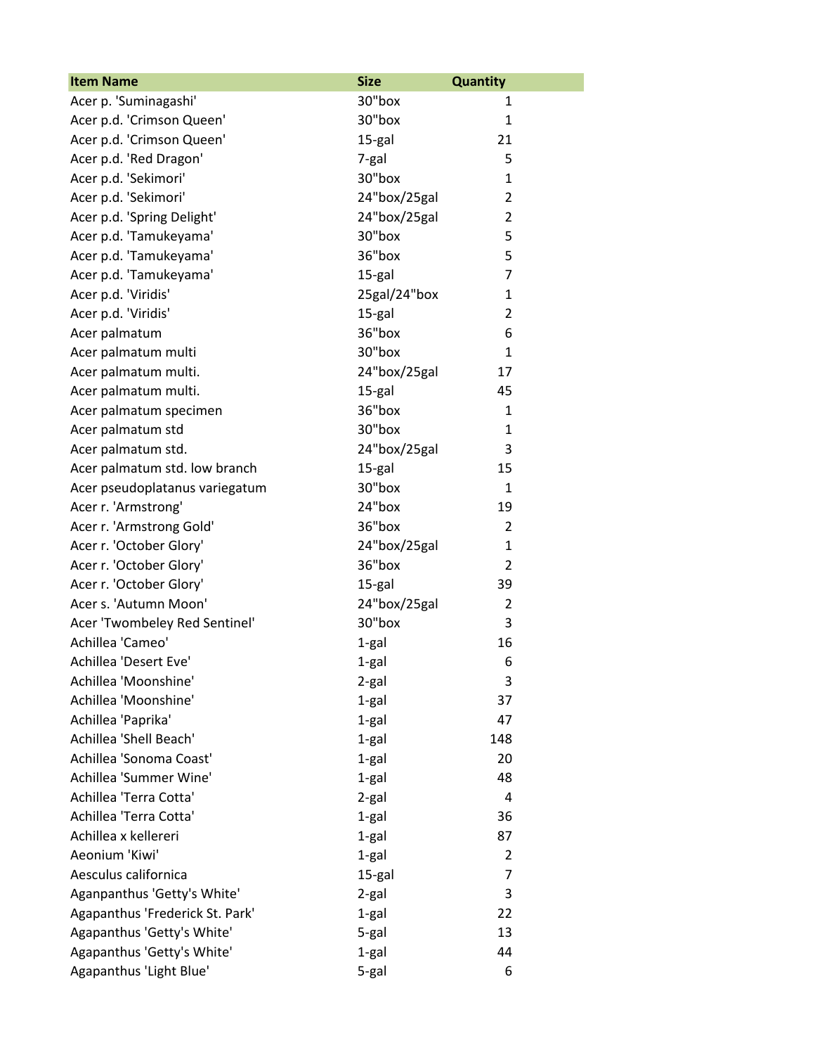| Item Name | Size | Quantity |
|---|---|---|
| Acer p. 'Suminagashi' | 30"box | 1 |
| Acer p.d. 'Crimson Queen' | 30"box | 1 |
| Acer p.d. 'Crimson Queen' | 15-gal | 21 |
| Acer p.d. 'Red Dragon' | 7-gal | 5 |
| Acer p.d. 'Sekimori' | 30"box | 1 |
| Acer p.d. 'Sekimori' | 24"box/25gal | 2 |
| Acer p.d. 'Spring Delight' | 24"box/25gal | 2 |
| Acer p.d. 'Tamukeyama' | 30"box | 5 |
| Acer p.d. 'Tamukeyama' | 36"box | 5 |
| Acer p.d. 'Tamukeyama' | 15-gal | 7 |
| Acer p.d. 'Viridis' | 25gal/24"box | 1 |
| Acer p.d. 'Viridis' | 15-gal | 2 |
| Acer palmatum | 36"box | 6 |
| Acer palmatum multi | 30"box | 1 |
| Acer palmatum multi. | 24"box/25gal | 17 |
| Acer palmatum multi. | 15-gal | 45 |
| Acer palmatum specimen | 36"box | 1 |
| Acer palmatum std | 30"box | 1 |
| Acer palmatum std. | 24"box/25gal | 3 |
| Acer palmatum std. low branch | 15-gal | 15 |
| Acer pseudoplatanus variegatum | 30"box | 1 |
| Acer r. 'Armstrong' | 24"box | 19 |
| Acer r. 'Armstrong Gold' | 36"box | 2 |
| Acer r. 'October Glory' | 24"box/25gal | 1 |
| Acer r. 'October Glory' | 36"box | 2 |
| Acer r. 'October Glory' | 15-gal | 39 |
| Acer s. 'Autumn Moon' | 24"box/25gal | 2 |
| Acer 'Twombeley Red Sentinel' | 30"box | 3 |
| Achillea 'Cameo' | 1-gal | 16 |
| Achillea 'Desert Eve' | 1-gal | 6 |
| Achillea 'Moonshine' | 2-gal | 3 |
| Achillea 'Moonshine' | 1-gal | 37 |
| Achillea 'Paprika' | 1-gal | 47 |
| Achillea 'Shell Beach' | 1-gal | 148 |
| Achillea 'Sonoma Coast' | 1-gal | 20 |
| Achillea 'Summer Wine' | 1-gal | 48 |
| Achillea 'Terra Cotta' | 2-gal | 4 |
| Achillea 'Terra Cotta' | 1-gal | 36 |
| Achillea x kellereri | 1-gal | 87 |
| Aeonium 'Kiwi' | 1-gal | 2 |
| Aesculus californica | 15-gal | 7 |
| Aganpanthus 'Getty's White' | 2-gal | 3 |
| Agapanthus 'Frederick St. Park' | 1-gal | 22 |
| Agapanthus 'Getty's White' | 5-gal | 13 |
| Agapanthus 'Getty's White' | 1-gal | 44 |
| Agapanthus 'Light Blue' | 5-gal | 6 |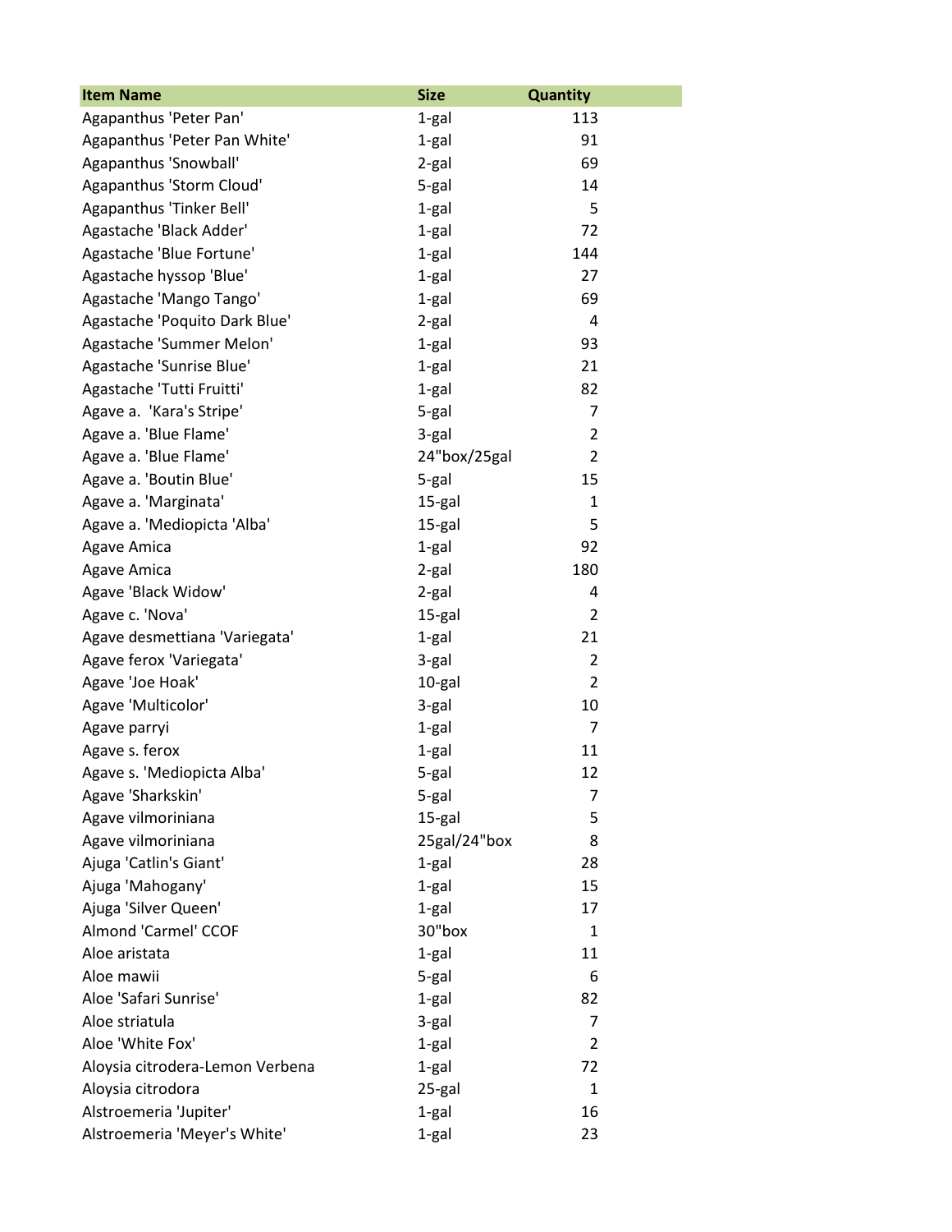| Item Name | Size | Quantity |
| --- | --- | --- |
| Agapanthus 'Peter Pan' | 1-gal | 113 |
| Agapanthus 'Peter Pan White' | 1-gal | 91 |
| Agapanthus 'Snowball' | 2-gal | 69 |
| Agapanthus 'Storm Cloud' | 5-gal | 14 |
| Agapanthus 'Tinker Bell' | 1-gal | 5 |
| Agastache 'Black Adder' | 1-gal | 72 |
| Agastache 'Blue Fortune' | 1-gal | 144 |
| Agastache hyssop 'Blue' | 1-gal | 27 |
| Agastache 'Mango Tango' | 1-gal | 69 |
| Agastache 'Poquito Dark Blue' | 2-gal | 4 |
| Agastache 'Summer Melon' | 1-gal | 93 |
| Agastache 'Sunrise Blue' | 1-gal | 21 |
| Agastache 'Tutti Fruitti' | 1-gal | 82 |
| Agave a.  'Kara's Stripe' | 5-gal | 7 |
| Agave a. 'Blue Flame' | 3-gal | 2 |
| Agave a. 'Blue Flame' | 24"box/25gal | 2 |
| Agave a. 'Boutin Blue' | 5-gal | 15 |
| Agave a. 'Marginata' | 15-gal | 1 |
| Agave a. 'Mediopicta 'Alba' | 15-gal | 5 |
| Agave Amica | 1-gal | 92 |
| Agave Amica | 2-gal | 180 |
| Agave 'Black Widow' | 2-gal | 4 |
| Agave c. 'Nova' | 15-gal | 2 |
| Agave desmettiana 'Variegata' | 1-gal | 21 |
| Agave ferox 'Variegata' | 3-gal | 2 |
| Agave 'Joe Hoak' | 10-gal | 2 |
| Agave 'Multicolor' | 3-gal | 10 |
| Agave parryi | 1-gal | 7 |
| Agave s. ferox | 1-gal | 11 |
| Agave s. 'Mediopicta Alba' | 5-gal | 12 |
| Agave 'Sharkskin' | 5-gal | 7 |
| Agave vilmoriniana | 15-gal | 5 |
| Agave vilmoriniana | 25gal/24"box | 8 |
| Ajuga 'Catlin's Giant' | 1-gal | 28 |
| Ajuga 'Mahogany' | 1-gal | 15 |
| Ajuga 'Silver Queen' | 1-gal | 17 |
| Almond 'Carmel' CCOF | 30"box | 1 |
| Aloe aristata | 1-gal | 11 |
| Aloe mawii | 5-gal | 6 |
| Aloe 'Safari Sunrise' | 1-gal | 82 |
| Aloe striatula | 3-gal | 7 |
| Aloe 'White Fox' | 1-gal | 2 |
| Aloysia citrodera-Lemon Verbena | 1-gal | 72 |
| Aloysia citrodora | 25-gal | 1 |
| Alstroemeria 'Jupiter' | 1-gal | 16 |
| Alstroemeria 'Meyer's White' | 1-gal | 23 |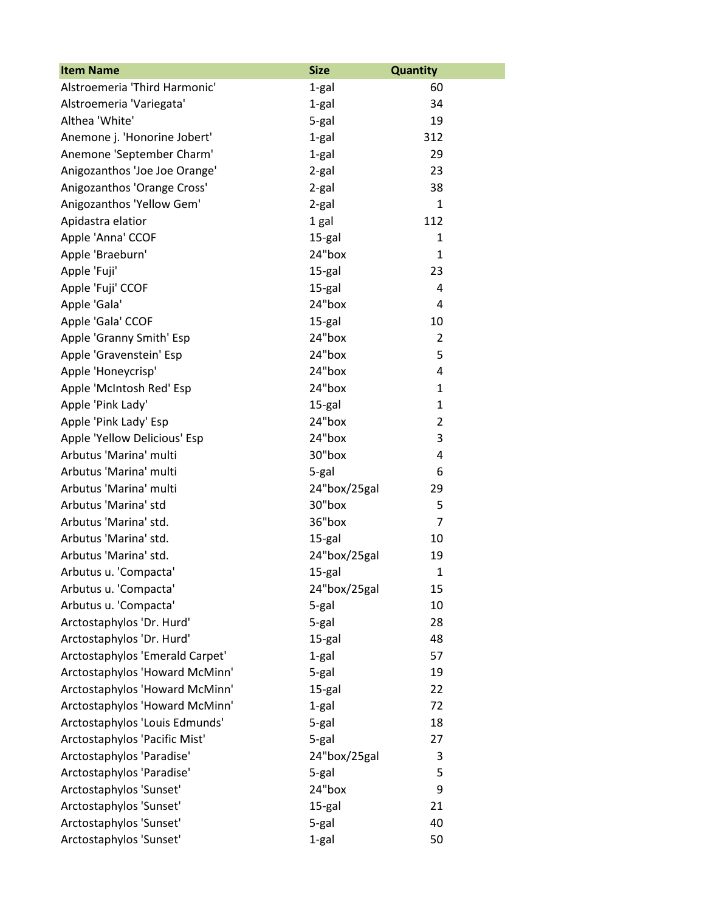| Item Name | Size | Quantity |
| --- | --- | --- |
| Alstroemeria 'Third Harmonic' | 1-gal | 60 |
| Alstroemeria 'Variegata' | 1-gal | 34 |
| Althea 'White' | 5-gal | 19 |
| Anemone j. 'Honorine Jobert' | 1-gal | 312 |
| Anemone 'September Charm' | 1-gal | 29 |
| Anigozanthos 'Joe Joe Orange' | 2-gal | 23 |
| Anigozanthos 'Orange Cross' | 2-gal | 38 |
| Anigozanthos 'Yellow Gem' | 2-gal | 1 |
| Apidastra elatior | 1 gal | 112 |
| Apple 'Anna' CCOF | 15-gal | 1 |
| Apple 'Braeburn' | 24"box | 1 |
| Apple 'Fuji' | 15-gal | 23 |
| Apple 'Fuji' CCOF | 15-gal | 4 |
| Apple 'Gala' | 24"box | 4 |
| Apple 'Gala' CCOF | 15-gal | 10 |
| Apple 'Granny Smith' Esp | 24"box | 2 |
| Apple 'Gravenstein' Esp | 24"box | 5 |
| Apple 'Honeycrisp' | 24"box | 4 |
| Apple 'McIntosh Red' Esp | 24"box | 1 |
| Apple 'Pink Lady' | 15-gal | 1 |
| Apple 'Pink Lady' Esp | 24"box | 2 |
| Apple 'Yellow Delicious' Esp | 24"box | 3 |
| Arbutus 'Marina' multi | 30"box | 4 |
| Arbutus 'Marina' multi | 5-gal | 6 |
| Arbutus 'Marina' multi | 24"box/25gal | 29 |
| Arbutus 'Marina' std | 30"box | 5 |
| Arbutus 'Marina' std. | 36"box | 7 |
| Arbutus 'Marina' std. | 15-gal | 10 |
| Arbutus 'Marina' std. | 24"box/25gal | 19 |
| Arbutus u. 'Compacta' | 15-gal | 1 |
| Arbutus u. 'Compacta' | 24"box/25gal | 15 |
| Arbutus u. 'Compacta' | 5-gal | 10 |
| Arctostaphylos 'Dr. Hurd' | 5-gal | 28 |
| Arctostaphylos 'Dr. Hurd' | 15-gal | 48 |
| Arctostaphylos 'Emerald Carpet' | 1-gal | 57 |
| Arctostaphylos 'Howard McMinn' | 5-gal | 19 |
| Arctostaphylos 'Howard McMinn' | 15-gal | 22 |
| Arctostaphylos 'Howard McMinn' | 1-gal | 72 |
| Arctostaphylos 'Louis Edmunds' | 5-gal | 18 |
| Arctostaphylos 'Pacific Mist' | 5-gal | 27 |
| Arctostaphylos 'Paradise' | 24"box/25gal | 3 |
| Arctostaphylos 'Paradise' | 5-gal | 5 |
| Arctostaphylos 'Sunset' | 24"box | 9 |
| Arctostaphylos 'Sunset' | 15-gal | 21 |
| Arctostaphylos 'Sunset' | 5-gal | 40 |
| Arctostaphylos 'Sunset' | 1-gal | 50 |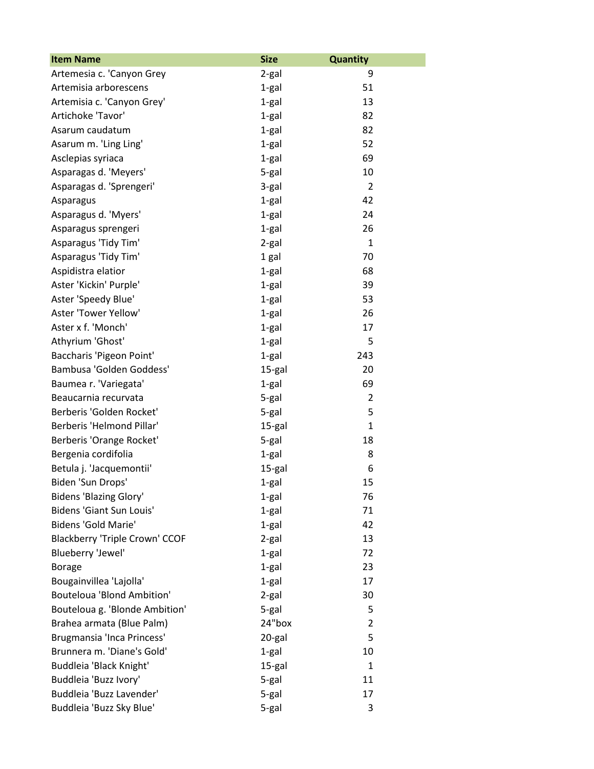| Item Name | Size | Quantity |
|---|---|---|
| Artemesia c. 'Canyon Grey | 2-gal | 9 |
| Artemisia arborescens | 1-gal | 51 |
| Artemisia c. 'Canyon Grey' | 1-gal | 13 |
| Artichoke 'Tavor' | 1-gal | 82 |
| Asarum caudatum | 1-gal | 82 |
| Asarum m. 'Ling Ling' | 1-gal | 52 |
| Asclepias syriaca | 1-gal | 69 |
| Asparagas d. 'Meyers' | 5-gal | 10 |
| Asparagas d. 'Sprengeri' | 3-gal | 2 |
| Asparagus | 1-gal | 42 |
| Asparagus d. 'Myers' | 1-gal | 24 |
| Asparagus sprengeri | 1-gal | 26 |
| Asparagus 'Tidy Tim' | 2-gal | 1 |
| Asparagus 'Tidy Tim' | 1 gal | 70 |
| Aspidistra elatior | 1-gal | 68 |
| Aster 'Kickin' Purple' | 1-gal | 39 |
| Aster 'Speedy Blue' | 1-gal | 53 |
| Aster 'Tower Yellow' | 1-gal | 26 |
| Aster x f. 'Monch' | 1-gal | 17 |
| Athyrium 'Ghost' | 1-gal | 5 |
| Baccharis 'Pigeon Point' | 1-gal | 243 |
| Bambusa 'Golden Goddess' | 15-gal | 20 |
| Baumea r. 'Variegata' | 1-gal | 69 |
| Beaucarnia recurvata | 5-gal | 2 |
| Berberis 'Golden Rocket' | 5-gal | 5 |
| Berberis 'Helmond Pillar' | 15-gal | 1 |
| Berberis 'Orange Rocket' | 5-gal | 18 |
| Bergenia cordifolia | 1-gal | 8 |
| Betula j. 'Jacquemontii' | 15-gal | 6 |
| Biden 'Sun Drops' | 1-gal | 15 |
| Bidens 'Blazing Glory' | 1-gal | 76 |
| Bidens 'Giant Sun Louis' | 1-gal | 71 |
| Bidens 'Gold Marie' | 1-gal | 42 |
| Blackberry 'Triple Crown' CCOF | 2-gal | 13 |
| Blueberry 'Jewel' | 1-gal | 72 |
| Borage | 1-gal | 23 |
| Bougainvillea 'Lajolla' | 1-gal | 17 |
| Bouteloua 'Blond Ambition' | 2-gal | 30 |
| Bouteloua g. 'Blonde Ambition' | 5-gal | 5 |
| Brahea armata (Blue Palm) | 24"box | 2 |
| Brugmansia 'Inca Princess' | 20-gal | 5 |
| Brunnera m. 'Diane's Gold' | 1-gal | 10 |
| Buddleia 'Black Knight' | 15-gal | 1 |
| Buddleia 'Buzz Ivory' | 5-gal | 11 |
| Buddleia 'Buzz Lavender' | 5-gal | 17 |
| Buddleia 'Buzz Sky Blue' | 5-gal | 3 |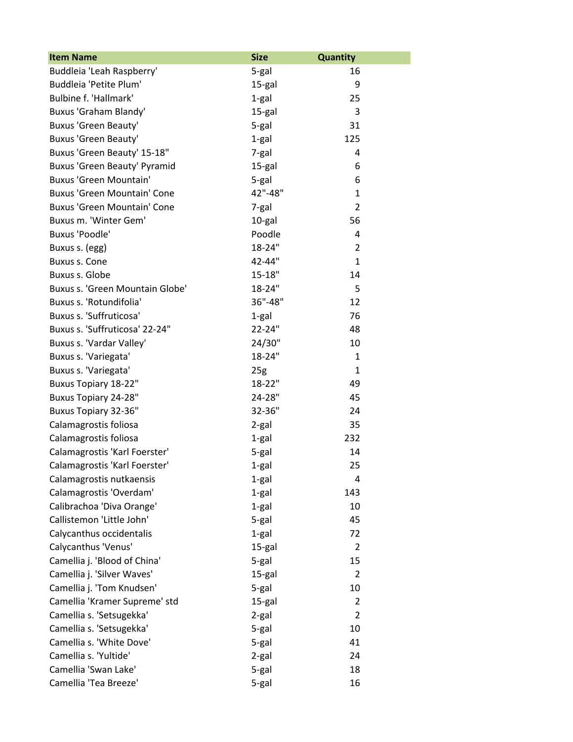| Item Name | Size | Quantity |
| --- | --- | --- |
| Buddleia 'Leah Raspberry' | 5-gal | 16 |
| Buddleia 'Petite Plum' | 15-gal | 9 |
| Bulbine f. 'Hallmark' | 1-gal | 25 |
| Buxus 'Graham Blandy' | 15-gal | 3 |
| Buxus 'Green Beauty' | 5-gal | 31 |
| Buxus 'Green Beauty' | 1-gal | 125 |
| Buxus 'Green Beauty' 15-18" | 7-gal | 4 |
| Buxus 'Green Beauty' Pyramid | 15-gal | 6 |
| Buxus 'Green Mountain' | 5-gal | 6 |
| Buxus 'Green Mountain' Cone | 42"-48" | 1 |
| Buxus 'Green Mountain' Cone | 7-gal | 2 |
| Buxus m. 'Winter Gem' | 10-gal | 56 |
| Buxus 'Poodle' | Poodle | 4 |
| Buxus s. (egg) | 18-24" | 2 |
| Buxus s. Cone | 42-44" | 1 |
| Buxus s. Globe | 15-18" | 14 |
| Buxus s. 'Green Mountain Globe' | 18-24" | 5 |
| Buxus s. 'Rotundifolia' | 36"-48" | 12 |
| Buxus s. 'Suffruticosa' | 1-gal | 76 |
| Buxus s. 'Suffruticosa' 22-24" | 22-24" | 48 |
| Buxus s. 'Vardar Valley' | 24/30" | 10 |
| Buxus s. 'Variegata' | 18-24" | 1 |
| Buxus s. 'Variegata' | 25g | 1 |
| Buxus Topiary 18-22" | 18-22" | 49 |
| Buxus Topiary 24-28" | 24-28" | 45 |
| Buxus Topiary 32-36" | 32-36" | 24 |
| Calamagrostis foliosa | 2-gal | 35 |
| Calamagrostis foliosa | 1-gal | 232 |
| Calamagrostis 'Karl Foerster' | 5-gal | 14 |
| Calamagrostis 'Karl Foerster' | 1-gal | 25 |
| Calamagrostis nutkaensis | 1-gal | 4 |
| Calamagrostis 'Overdam' | 1-gal | 143 |
| Calibrachoa 'Diva Orange' | 1-gal | 10 |
| Callistemon 'Little John' | 5-gal | 45 |
| Calycanthus occidentalis | 1-gal | 72 |
| Calycanthus 'Venus' | 15-gal | 2 |
| Camellia j. 'Blood of China' | 5-gal | 15 |
| Camellia j. 'Silver Waves' | 15-gal | 2 |
| Camellia j. 'Tom Knudsen' | 5-gal | 10 |
| Camellia 'Kramer Supreme' std | 15-gal | 2 |
| Camellia s. 'Setsugekka' | 2-gal | 2 |
| Camellia s. 'Setsugekka' | 5-gal | 10 |
| Camellia s. 'White Dove' | 5-gal | 41 |
| Camellia s. 'Yultide' | 2-gal | 24 |
| Camellia 'Swan Lake' | 5-gal | 18 |
| Camellia 'Tea Breeze' | 5-gal | 16 |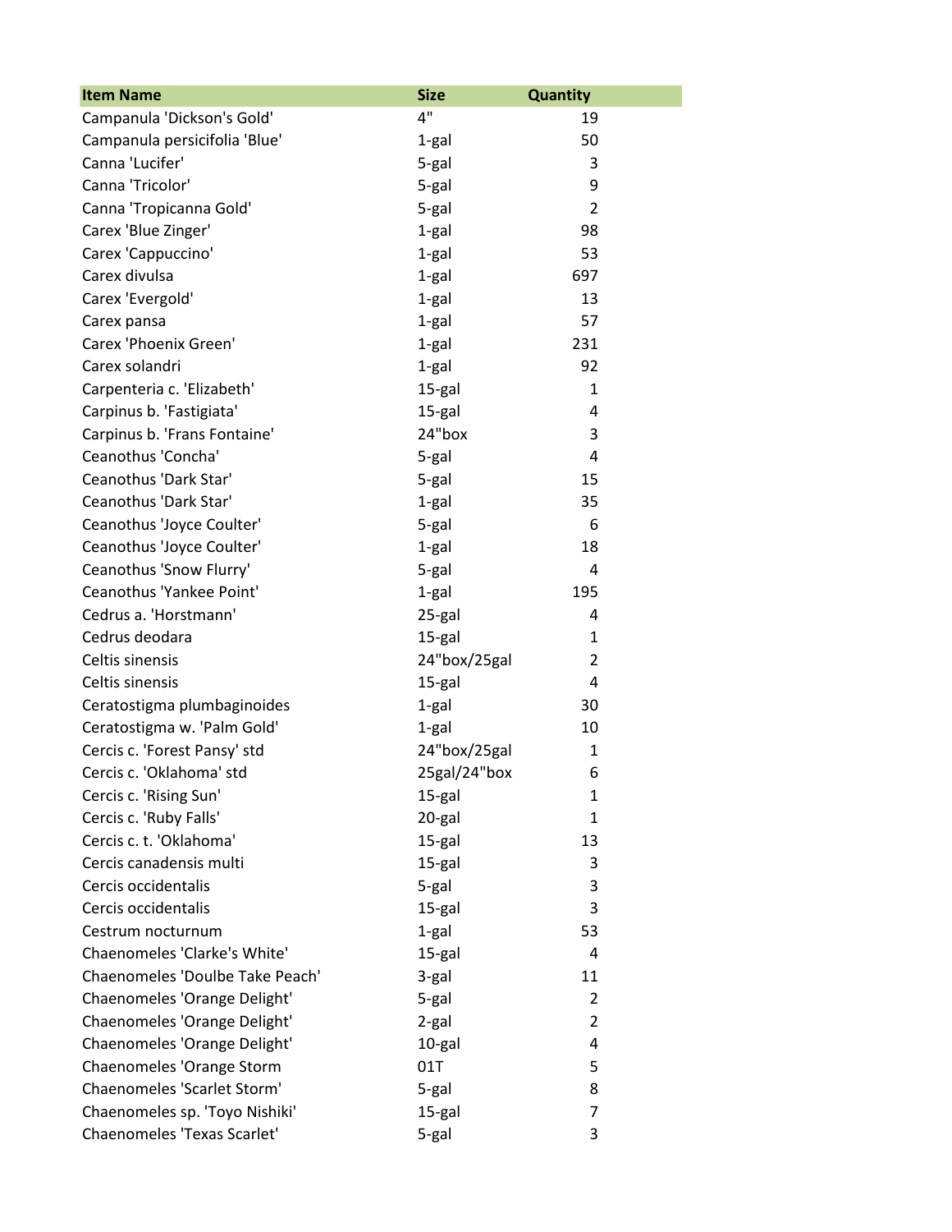| Item Name | Size | Quantity |
| --- | --- | --- |
| Campanula 'Dickson's Gold' | 4" | 19 |
| Campanula persicifolia 'Blue' | 1-gal | 50 |
| Canna 'Lucifer' | 5-gal | 3 |
| Canna 'Tricolor' | 5-gal | 9 |
| Canna 'Tropicanna Gold' | 5-gal | 2 |
| Carex 'Blue Zinger' | 1-gal | 98 |
| Carex 'Cappuccino' | 1-gal | 53 |
| Carex divulsa | 1-gal | 697 |
| Carex 'Evergold' | 1-gal | 13 |
| Carex pansa | 1-gal | 57 |
| Carex 'Phoenix Green' | 1-gal | 231 |
| Carex solandri | 1-gal | 92 |
| Carpenteria c. 'Elizabeth' | 15-gal | 1 |
| Carpinus b. 'Fastigiata' | 15-gal | 4 |
| Carpinus b. 'Frans Fontaine' | 24"box | 3 |
| Ceanothus 'Concha' | 5-gal | 4 |
| Ceanothus 'Dark Star' | 5-gal | 15 |
| Ceanothus 'Dark Star' | 1-gal | 35 |
| Ceanothus 'Joyce Coulter' | 5-gal | 6 |
| Ceanothus 'Joyce Coulter' | 1-gal | 18 |
| Ceanothus 'Snow Flurry' | 5-gal | 4 |
| Ceanothus 'Yankee Point' | 1-gal | 195 |
| Cedrus a. 'Horstmann' | 25-gal | 4 |
| Cedrus deodara | 15-gal | 1 |
| Celtis sinensis | 24"box/25gal | 2 |
| Celtis sinensis | 15-gal | 4 |
| Ceratostigma plumbaginoides | 1-gal | 30 |
| Ceratostigma w. 'Palm Gold' | 1-gal | 10 |
| Cercis c. 'Forest Pansy' std | 24"box/25gal | 1 |
| Cercis c. 'Oklahoma' std | 25gal/24"box | 6 |
| Cercis c. 'Rising Sun' | 15-gal | 1 |
| Cercis c. 'Ruby Falls' | 20-gal | 1 |
| Cercis c. t. 'Oklahoma' | 15-gal | 13 |
| Cercis canadensis multi | 15-gal | 3 |
| Cercis occidentalis | 5-gal | 3 |
| Cercis occidentalis | 15-gal | 3 |
| Cestrum nocturnum | 1-gal | 53 |
| Chaenomeles 'Clarke's White' | 15-gal | 4 |
| Chaenomeles 'Doulbe Take Peach' | 3-gal | 11 |
| Chaenomeles 'Orange Delight' | 5-gal | 2 |
| Chaenomeles 'Orange Delight' | 2-gal | 2 |
| Chaenomeles 'Orange Delight' | 10-gal | 4 |
| Chaenomeles 'Orange Storm | 01T | 5 |
| Chaenomeles 'Scarlet Storm' | 5-gal | 8 |
| Chaenomeles sp. 'Toyo Nishiki' | 15-gal | 7 |
| Chaenomeles 'Texas Scarlet' | 5-gal | 3 |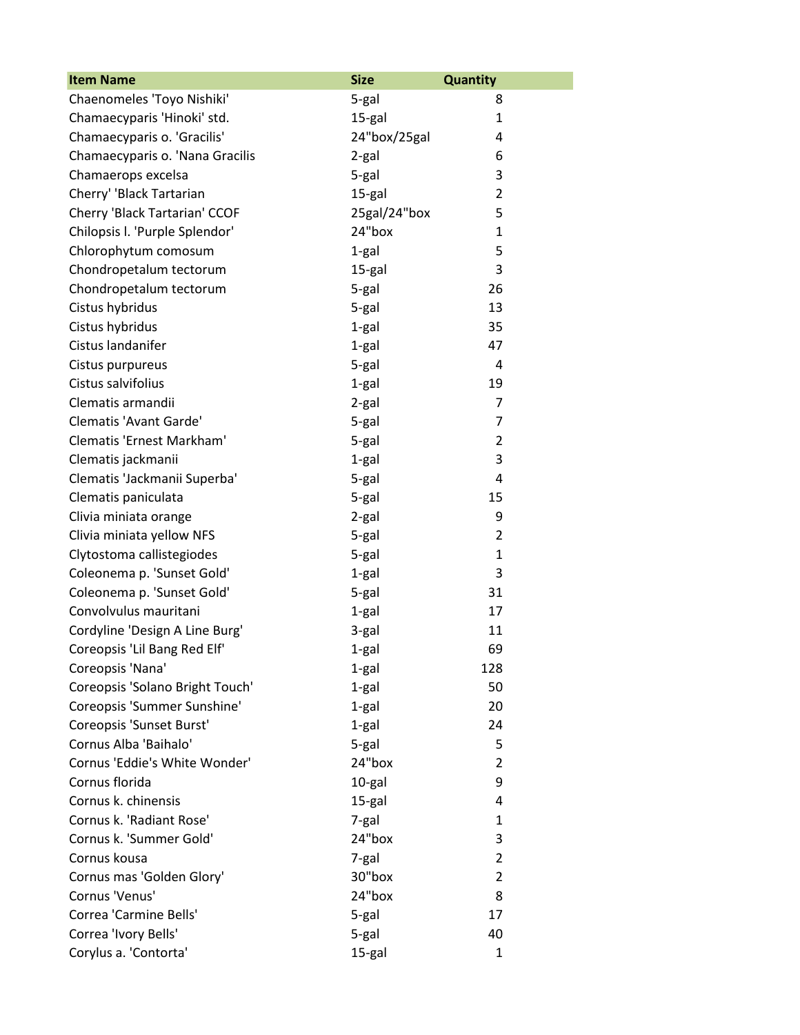| Item Name | Size | Quantity |
|---|---|---|
| Chaenomeles 'Toyo Nishiki' | 5-gal | 8 |
| Chamaecyparis 'Hinoki' std. | 15-gal | 1 |
| Chamaecyparis o. 'Gracilis' | 24"box/25gal | 4 |
| Chamaecyparis o. 'Nana Gracilis | 2-gal | 6 |
| Chamaerops excelsa | 5-gal | 3 |
| Cherry' 'Black Tartarian | 15-gal | 2 |
| Cherry 'Black Tartarian' CCOF | 25gal/24"box | 5 |
| Chilopsis l. 'Purple Splendor' | 24"box | 1 |
| Chlorophytum comosum | 1-gal | 5 |
| Chondropetalum tectorum | 15-gal | 3 |
| Chondropetalum tectorum | 5-gal | 26 |
| Cistus hybridus | 5-gal | 13 |
| Cistus hybridus | 1-gal | 35 |
| Cistus landanifer | 1-gal | 47 |
| Cistus purpureus | 5-gal | 4 |
| Cistus salvifolius | 1-gal | 19 |
| Clematis armandii | 2-gal | 7 |
| Clematis 'Avant Garde' | 5-gal | 7 |
| Clematis 'Ernest Markham' | 5-gal | 2 |
| Clematis jackmanii | 1-gal | 3 |
| Clematis 'Jackmanii Superba' | 5-gal | 4 |
| Clematis paniculata | 5-gal | 15 |
| Clivia miniata orange | 2-gal | 9 |
| Clivia miniata yellow NFS | 5-gal | 2 |
| Clytostoma callistegiodes | 5-gal | 1 |
| Coleonema p. 'Sunset Gold' | 1-gal | 3 |
| Coleonema p. 'Sunset Gold' | 5-gal | 31 |
| Convolvulus mauritani | 1-gal | 17 |
| Cordyline 'Design A Line Burg' | 3-gal | 11 |
| Coreopsis 'Lil Bang Red Elf' | 1-gal | 69 |
| Coreopsis 'Nana' | 1-gal | 128 |
| Coreopsis 'Solano Bright Touch' | 1-gal | 50 |
| Coreopsis 'Summer Sunshine' | 1-gal | 20 |
| Coreopsis 'Sunset Burst' | 1-gal | 24 |
| Cornus Alba 'Baihalo' | 5-gal | 5 |
| Cornus 'Eddie's White Wonder' | 24"box | 2 |
| Cornus florida | 10-gal | 9 |
| Cornus k. chinensis | 15-gal | 4 |
| Cornus k. 'Radiant Rose' | 7-gal | 1 |
| Cornus k. 'Summer Gold' | 24"box | 3 |
| Cornus kousa | 7-gal | 2 |
| Cornus mas 'Golden Glory' | 30"box | 2 |
| Cornus 'Venus' | 24"box | 8 |
| Correa 'Carmine Bells' | 5-gal | 17 |
| Correa 'Ivory Bells' | 5-gal | 40 |
| Corylus a. 'Contorta' | 15-gal | 1 |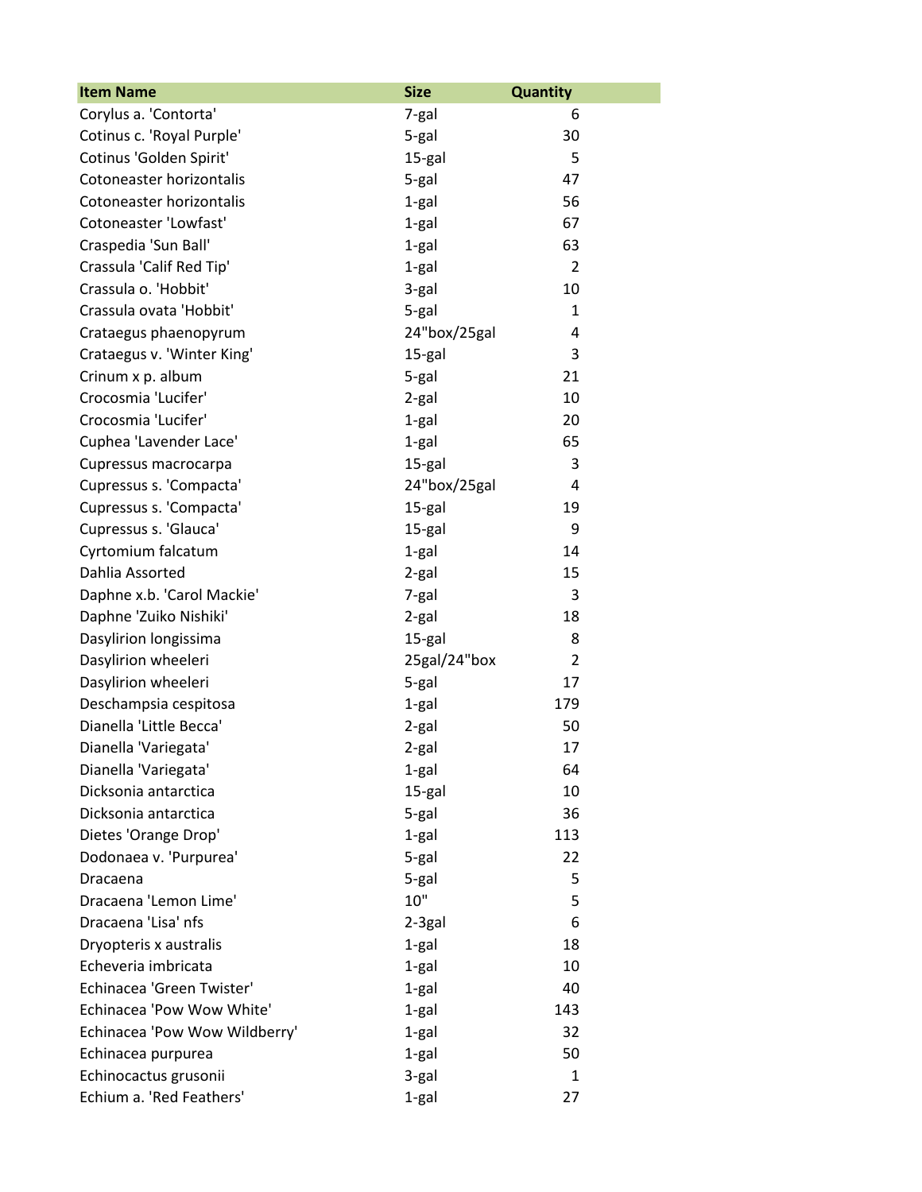| Item Name | Size | Quantity |
| --- | --- | --- |
| Corylus a. 'Contorta' | 7-gal | 6 |
| Cotinus c. 'Royal Purple' | 5-gal | 30 |
| Cotinus 'Golden Spirit' | 15-gal | 5 |
| Cotoneaster horizontalis | 5-gal | 47 |
| Cotoneaster horizontalis | 1-gal | 56 |
| Cotoneaster 'Lowfast' | 1-gal | 67 |
| Craspedia 'Sun Ball' | 1-gal | 63 |
| Crassula 'Calif Red Tip' | 1-gal | 2 |
| Crassula o. 'Hobbit' | 3-gal | 10 |
| Crassula ovata 'Hobbit' | 5-gal | 1 |
| Crataegus phaenopyrum | 24"box/25gal | 4 |
| Crataegus v. 'Winter King' | 15-gal | 3 |
| Crinum x p. album | 5-gal | 21 |
| Crocosmia 'Lucifer' | 2-gal | 10 |
| Crocosmia 'Lucifer' | 1-gal | 20 |
| Cuphea 'Lavender Lace' | 1-gal | 65 |
| Cupressus macrocarpa | 15-gal | 3 |
| Cupressus s. 'Compacta' | 24"box/25gal | 4 |
| Cupressus s. 'Compacta' | 15-gal | 19 |
| Cupressus s. 'Glauca' | 15-gal | 9 |
| Cyrtomium falcatum | 1-gal | 14 |
| Dahlia Assorted | 2-gal | 15 |
| Daphne x.b. 'Carol Mackie' | 7-gal | 3 |
| Daphne 'Zuiko Nishiki' | 2-gal | 18 |
| Dasylirion longissima | 15-gal | 8 |
| Dasylirion wheeleri | 25gal/24"box | 2 |
| Dasylirion wheeleri | 5-gal | 17 |
| Deschampsia cespitosa | 1-gal | 179 |
| Dianella 'Little Becca' | 2-gal | 50 |
| Dianella 'Variegata' | 2-gal | 17 |
| Dianella 'Variegata' | 1-gal | 64 |
| Dicksonia antarctica | 15-gal | 10 |
| Dicksonia antarctica | 5-gal | 36 |
| Dietes 'Orange Drop' | 1-gal | 113 |
| Dodonaea v. 'Purpurea' | 5-gal | 22 |
| Dracaena | 5-gal | 5 |
| Dracaena 'Lemon Lime' | 10" | 5 |
| Dracaena 'Lisa' nfs | 2-3gal | 6 |
| Dryopteris x australis | 1-gal | 18 |
| Echeveria imbricata | 1-gal | 10 |
| Echinacea 'Green Twister' | 1-gal | 40 |
| Echinacea 'Pow Wow White' | 1-gal | 143 |
| Echinacea 'Pow Wow Wildberry' | 1-gal | 32 |
| Echinacea purpurea | 1-gal | 50 |
| Echinocactus grusonii | 3-gal | 1 |
| Echium a. 'Red Feathers' | 1-gal | 27 |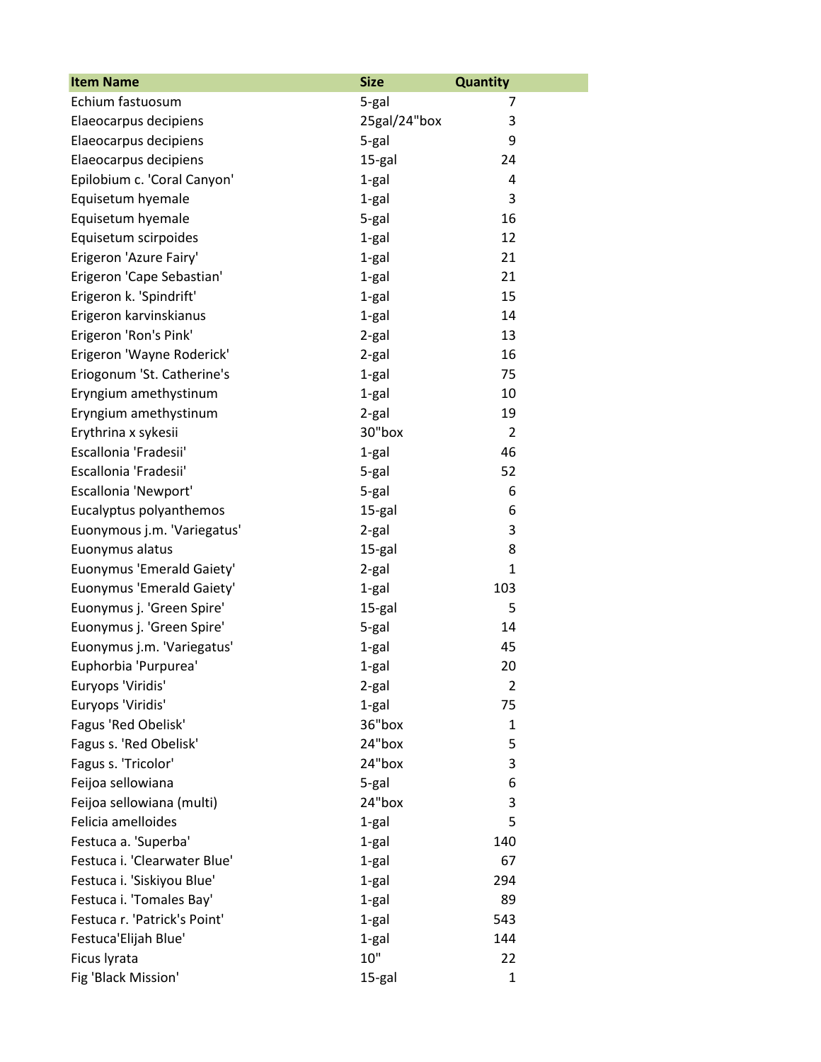| Item Name | Size | Quantity |
|---|---|---|
| Echium fastuosum | 5-gal | 7 |
| Elaeocarpus decipiens | 25gal/24"box | 3 |
| Elaeocarpus decipiens | 5-gal | 9 |
| Elaeocarpus decipiens | 15-gal | 24 |
| Epilobium c. 'Coral Canyon' | 1-gal | 4 |
| Equisetum hyemale | 1-gal | 3 |
| Equisetum hyemale | 5-gal | 16 |
| Equisetum scirpoides | 1-gal | 12 |
| Erigeron 'Azure Fairy' | 1-gal | 21 |
| Erigeron 'Cape Sebastian' | 1-gal | 21 |
| Erigeron k. 'Spindrift' | 1-gal | 15 |
| Erigeron karvinskianus | 1-gal | 14 |
| Erigeron 'Ron's Pink' | 2-gal | 13 |
| Erigeron 'Wayne Roderick' | 2-gal | 16 |
| Eriogonum 'St. Catherine's | 1-gal | 75 |
| Eryngium amethystinum | 1-gal | 10 |
| Eryngium amethystinum | 2-gal | 19 |
| Erythrina x sykesii | 30"box | 2 |
| Escallonia 'Fradesii' | 1-gal | 46 |
| Escallonia 'Fradesii' | 5-gal | 52 |
| Escallonia 'Newport' | 5-gal | 6 |
| Eucalyptus polyanthemos | 15-gal | 6 |
| Euonymous j.m. 'Variegatus' | 2-gal | 3 |
| Euonymus alatus | 15-gal | 8 |
| Euonymus 'Emerald Gaiety' | 2-gal | 1 |
| Euonymus 'Emerald Gaiety' | 1-gal | 103 |
| Euonymus j. 'Green Spire' | 15-gal | 5 |
| Euonymus j. 'Green Spire' | 5-gal | 14 |
| Euonymus j.m. 'Variegatus' | 1-gal | 45 |
| Euphorbia 'Purpurea' | 1-gal | 20 |
| Euryops 'Viridis' | 2-gal | 2 |
| Euryops 'Viridis' | 1-gal | 75 |
| Fagus 'Red Obelisk' | 36"box | 1 |
| Fagus s. 'Red Obelisk' | 24"box | 5 |
| Fagus s. 'Tricolor' | 24"box | 3 |
| Feijoa sellowiana | 5-gal | 6 |
| Feijoa sellowiana (multi) | 24"box | 3 |
| Felicia amelloides | 1-gal | 5 |
| Festuca a. 'Superba' | 1-gal | 140 |
| Festuca i. 'Clearwater Blue' | 1-gal | 67 |
| Festuca i. 'Siskiyou Blue' | 1-gal | 294 |
| Festuca i. 'Tomales Bay' | 1-gal | 89 |
| Festuca r. 'Patrick's Point' | 1-gal | 543 |
| Festuca'Elijah Blue' | 1-gal | 144 |
| Ficus lyrata | 10" | 22 |
| Fig 'Black Mission' | 15-gal | 1 |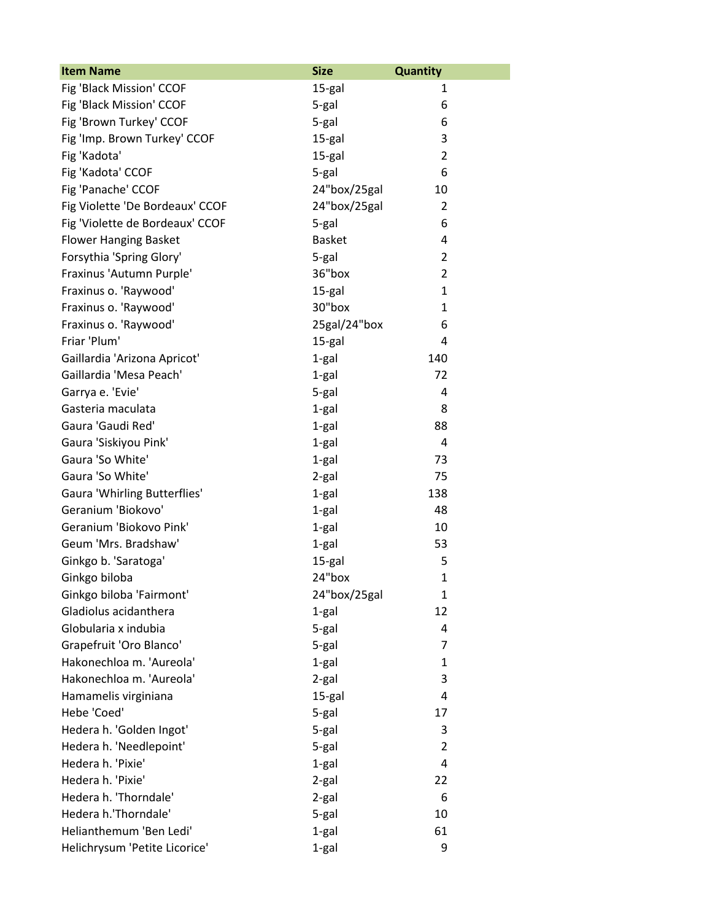| Item Name | Size | Quantity |
|---|---|---|
| Fig 'Black Mission' CCOF | 15-gal | 1 |
| Fig 'Black Mission' CCOF | 5-gal | 6 |
| Fig 'Brown Turkey' CCOF | 5-gal | 6 |
| Fig 'Imp. Brown Turkey' CCOF | 15-gal | 3 |
| Fig 'Kadota' | 15-gal | 2 |
| Fig 'Kadota' CCOF | 5-gal | 6 |
| Fig 'Panache' CCOF | 24"box/25gal | 10 |
| Fig Violette 'De Bordeaux' CCOF | 24"box/25gal | 2 |
| Fig 'Violette de Bordeaux' CCOF | 5-gal | 6 |
| Flower Hanging Basket | Basket | 4 |
| Forsythia 'Spring Glory' | 5-gal | 2 |
| Fraxinus 'Autumn Purple' | 36"box | 2 |
| Fraxinus o. 'Raywood' | 15-gal | 1 |
| Fraxinus o. 'Raywood' | 30"box | 1 |
| Fraxinus o. 'Raywood' | 25gal/24"box | 6 |
| Friar 'Plum' | 15-gal | 4 |
| Gaillardia 'Arizona Apricot' | 1-gal | 140 |
| Gaillardia 'Mesa Peach' | 1-gal | 72 |
| Garrya e. 'Evie' | 5-gal | 4 |
| Gasteria maculata | 1-gal | 8 |
| Gaura 'Gaudi Red' | 1-gal | 88 |
| Gaura 'Siskiyou Pink' | 1-gal | 4 |
| Gaura 'So White' | 1-gal | 73 |
| Gaura 'So White' | 2-gal | 75 |
| Gaura 'Whirling Butterflies' | 1-gal | 138 |
| Geranium 'Biokovo' | 1-gal | 48 |
| Geranium 'Biokovo Pink' | 1-gal | 10 |
| Geum 'Mrs. Bradshaw' | 1-gal | 53 |
| Ginkgo b. 'Saratoga' | 15-gal | 5 |
| Ginkgo biloba | 24"box | 1 |
| Ginkgo biloba 'Fairmont' | 24"box/25gal | 1 |
| Gladiolus acidanthera | 1-gal | 12 |
| Globularia x indubia | 5-gal | 4 |
| Grapefruit 'Oro Blanco' | 5-gal | 7 |
| Hakonechloa m. 'Aureola' | 1-gal | 1 |
| Hakonechloa m. 'Aureola' | 2-gal | 3 |
| Hamamelis virginiana | 15-gal | 4 |
| Hebe 'Coed' | 5-gal | 17 |
| Hedera h. 'Golden Ingot' | 5-gal | 3 |
| Hedera h. 'Needlepoint' | 5-gal | 2 |
| Hedera h. 'Pixie' | 1-gal | 4 |
| Hedera h. 'Pixie' | 2-gal | 22 |
| Hedera h. 'Thorndale' | 2-gal | 6 |
| Hedera h.'Thorndale' | 5-gal | 10 |
| Helianthemum 'Ben Ledi' | 1-gal | 61 |
| Helichrysum 'Petite Licorice' | 1-gal | 9 |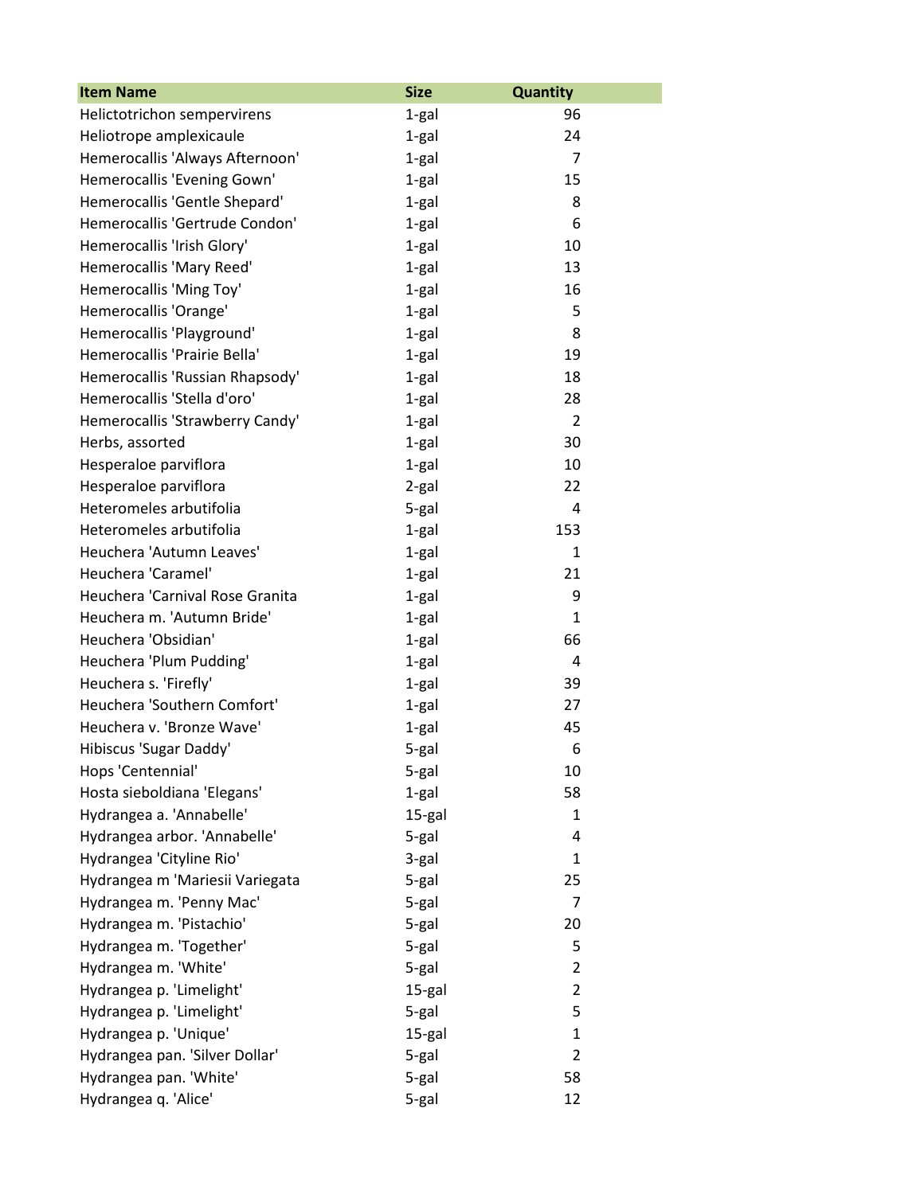| Item Name | Size | Quantity |
| --- | --- | --- |
| Helictotrichon sempervirens | 1-gal | 96 |
| Heliotrope amplexicaule | 1-gal | 24 |
| Hemerocallis 'Always Afternoon' | 1-gal | 7 |
| Hemerocallis 'Evening Gown' | 1-gal | 15 |
| Hemerocallis 'Gentle Shepard' | 1-gal | 8 |
| Hemerocallis 'Gertrude Condon' | 1-gal | 6 |
| Hemerocallis 'Irish Glory' | 1-gal | 10 |
| Hemerocallis 'Mary Reed' | 1-gal | 13 |
| Hemerocallis 'Ming Toy' | 1-gal | 16 |
| Hemerocallis 'Orange' | 1-gal | 5 |
| Hemerocallis 'Playground' | 1-gal | 8 |
| Hemerocallis 'Prairie Bella' | 1-gal | 19 |
| Hemerocallis 'Russian Rhapsody' | 1-gal | 18 |
| Hemerocallis 'Stella d'oro' | 1-gal | 28 |
| Hemerocallis 'Strawberry Candy' | 1-gal | 2 |
| Herbs, assorted | 1-gal | 30 |
| Hesperaloe parviflora | 1-gal | 10 |
| Hesperaloe parviflora | 2-gal | 22 |
| Heteromeles arbutifolia | 5-gal | 4 |
| Heteromeles arbutifolia | 1-gal | 153 |
| Heuchera 'Autumn Leaves' | 1-gal | 1 |
| Heuchera 'Caramel' | 1-gal | 21 |
| Heuchera 'Carnival Rose Granita | 1-gal | 9 |
| Heuchera m. 'Autumn Bride' | 1-gal | 1 |
| Heuchera 'Obsidian' | 1-gal | 66 |
| Heuchera 'Plum Pudding' | 1-gal | 4 |
| Heuchera s. 'Firefly' | 1-gal | 39 |
| Heuchera 'Southern Comfort' | 1-gal | 27 |
| Heuchera v. 'Bronze Wave' | 1-gal | 45 |
| Hibiscus 'Sugar Daddy' | 5-gal | 6 |
| Hops 'Centennial' | 5-gal | 10 |
| Hosta sieboldiana 'Elegans' | 1-gal | 58 |
| Hydrangea a. 'Annabelle' | 15-gal | 1 |
| Hydrangea arbor. 'Annabelle' | 5-gal | 4 |
| Hydrangea 'Cityline Rio' | 3-gal | 1 |
| Hydrangea m 'Mariesii Variegata | 5-gal | 25 |
| Hydrangea m. 'Penny Mac' | 5-gal | 7 |
| Hydrangea m. 'Pistachio' | 5-gal | 20 |
| Hydrangea m. 'Together' | 5-gal | 5 |
| Hydrangea m. 'White' | 5-gal | 2 |
| Hydrangea p. 'Limelight' | 15-gal | 2 |
| Hydrangea p. 'Limelight' | 5-gal | 5 |
| Hydrangea p. 'Unique' | 15-gal | 1 |
| Hydrangea pan. 'Silver Dollar' | 5-gal | 2 |
| Hydrangea pan. 'White' | 5-gal | 58 |
| Hydrangea q. 'Alice' | 5-gal | 12 |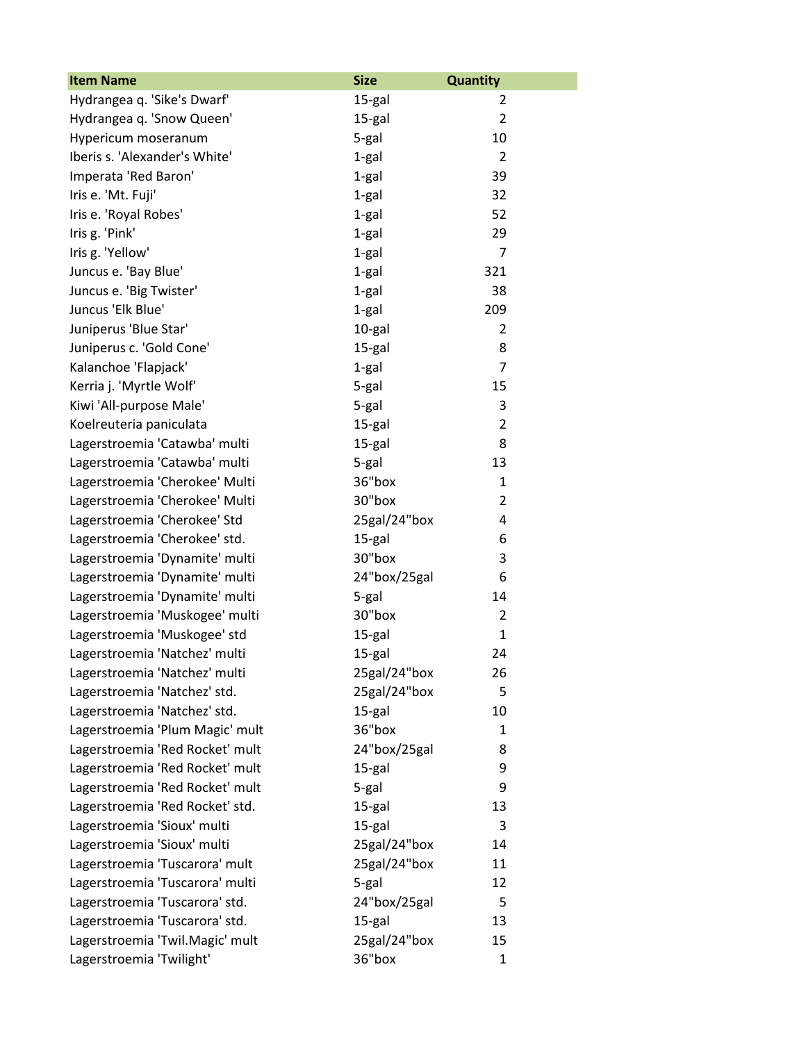| Item Name | Size | Quantity |
| --- | --- | --- |
| Hydrangea q. 'Sike's Dwarf' | 15-gal | 2 |
| Hydrangea q. 'Snow Queen' | 15-gal | 2 |
| Hypericum moseranum | 5-gal | 10 |
| Iberis s. 'Alexander's White' | 1-gal | 2 |
| Imperata 'Red Baron' | 1-gal | 39 |
| Iris e. 'Mt. Fuji' | 1-gal | 32 |
| Iris e. 'Royal Robes' | 1-gal | 52 |
| Iris g. 'Pink' | 1-gal | 29 |
| Iris g. 'Yellow' | 1-gal | 7 |
| Juncus e. 'Bay Blue' | 1-gal | 321 |
| Juncus e. 'Big Twister' | 1-gal | 38 |
| Juncus 'Elk Blue' | 1-gal | 209 |
| Juniperus 'Blue Star' | 10-gal | 2 |
| Juniperus c. 'Gold Cone' | 15-gal | 8 |
| Kalanchoe 'Flapjack' | 1-gal | 7 |
| Kerria j. 'Myrtle Wolf' | 5-gal | 15 |
| Kiwi 'All-purpose Male' | 5-gal | 3 |
| Koelreuteria paniculata | 15-gal | 2 |
| Lagerstroemia 'Catawba' multi | 15-gal | 8 |
| Lagerstroemia 'Catawba' multi | 5-gal | 13 |
| Lagerstroemia 'Cherokee' Multi | 36"box | 1 |
| Lagerstroemia 'Cherokee' Multi | 30"box | 2 |
| Lagerstroemia 'Cherokee' Std | 25gal/24"box | 4 |
| Lagerstroemia 'Cherokee' std. | 15-gal | 6 |
| Lagerstroemia 'Dynamite' multi | 30"box | 3 |
| Lagerstroemia 'Dynamite' multi | 24"box/25gal | 6 |
| Lagerstroemia 'Dynamite' multi | 5-gal | 14 |
| Lagerstroemia 'Muskogee' multi | 30"box | 2 |
| Lagerstroemia 'Muskogee' std | 15-gal | 1 |
| Lagerstroemia 'Natchez' multi | 15-gal | 24 |
| Lagerstroemia 'Natchez' multi | 25gal/24"box | 26 |
| Lagerstroemia 'Natchez' std. | 25gal/24"box | 5 |
| Lagerstroemia 'Natchez' std. | 15-gal | 10 |
| Lagerstroemia 'Plum Magic' mult | 36"box | 1 |
| Lagerstroemia 'Red Rocket' mult | 24"box/25gal | 8 |
| Lagerstroemia 'Red Rocket' mult | 15-gal | 9 |
| Lagerstroemia 'Red Rocket' mult | 5-gal | 9 |
| Lagerstroemia 'Red Rocket' std. | 15-gal | 13 |
| Lagerstroemia 'Sioux' multi | 15-gal | 3 |
| Lagerstroemia 'Sioux' multi | 25gal/24"box | 14 |
| Lagerstroemia 'Tuscarora' mult | 25gal/24"box | 11 |
| Lagerstroemia 'Tuscarora' multi | 5-gal | 12 |
| Lagerstroemia 'Tuscarora' std. | 24"box/25gal | 5 |
| Lagerstroemia 'Tuscarora' std. | 15-gal | 13 |
| Lagerstroemia 'Twil.Magic' mult | 25gal/24"box | 15 |
| Lagerstroemia 'Twilight' | 36"box | 1 |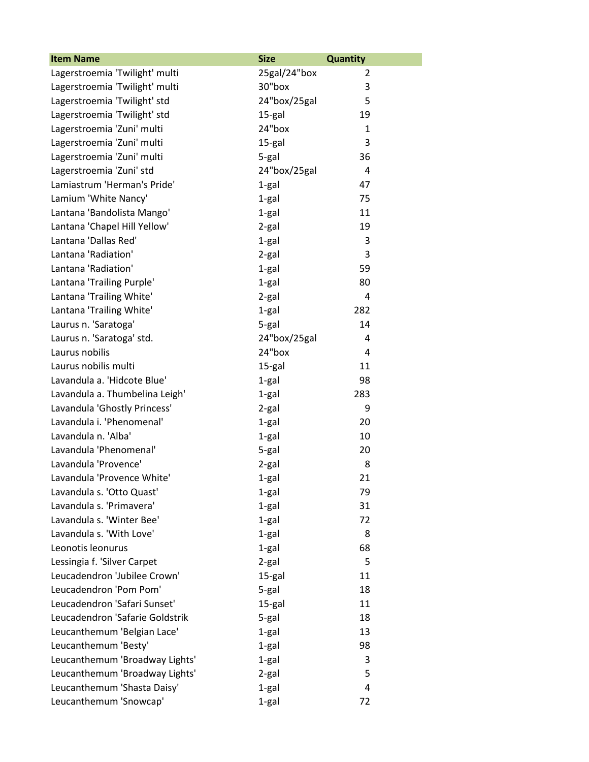| Item Name | Size | Quantity |
|---|---|---|
| Lagerstroemia 'Twilight' multi | 25gal/24"box | 2 |
| Lagerstroemia 'Twilight' multi | 30"box | 3 |
| Lagerstroemia 'Twilight' std | 24"box/25gal | 5 |
| Lagerstroemia 'Twilight' std | 15-gal | 19 |
| Lagerstroemia 'Zuni' multi | 24"box | 1 |
| Lagerstroemia 'Zuni' multi | 15-gal | 3 |
| Lagerstroemia 'Zuni' multi | 5-gal | 36 |
| Lagerstroemia 'Zuni' std | 24"box/25gal | 4 |
| Lamiastrum 'Herman's Pride' | 1-gal | 47 |
| Lamium 'White Nancy' | 1-gal | 75 |
| Lantana 'Bandolista Mango' | 1-gal | 11 |
| Lantana 'Chapel Hill Yellow' | 2-gal | 19 |
| Lantana 'Dallas Red' | 1-gal | 3 |
| Lantana 'Radiation' | 2-gal | 3 |
| Lantana 'Radiation' | 1-gal | 59 |
| Lantana 'Trailing Purple' | 1-gal | 80 |
| Lantana 'Trailing White' | 2-gal | 4 |
| Lantana 'Trailing White' | 1-gal | 282 |
| Laurus n. 'Saratoga' | 5-gal | 14 |
| Laurus n. 'Saratoga' std. | 24"box/25gal | 4 |
| Laurus nobilis | 24"box | 4 |
| Laurus nobilis multi | 15-gal | 11 |
| Lavandula a. 'Hidcote Blue' | 1-gal | 98 |
| Lavandula a. Thumbelina Leigh' | 1-gal | 283 |
| Lavandula 'Ghostly Princess' | 2-gal | 9 |
| Lavandula i. 'Phenomenal' | 1-gal | 20 |
| Lavandula n. 'Alba' | 1-gal | 10 |
| Lavandula 'Phenomenal' | 5-gal | 20 |
| Lavandula 'Provence' | 2-gal | 8 |
| Lavandula 'Provence White' | 1-gal | 21 |
| Lavandula s. 'Otto Quast' | 1-gal | 79 |
| Lavandula s. 'Primavera' | 1-gal | 31 |
| Lavandula s. 'Winter Bee' | 1-gal | 72 |
| Lavandula s. 'With Love' | 1-gal | 8 |
| Leonotis leonurus | 1-gal | 68 |
| Lessingia f. 'Silver Carpet | 2-gal | 5 |
| Leucadendron 'Jubilee Crown' | 15-gal | 11 |
| Leucadendron 'Pom Pom' | 5-gal | 18 |
| Leucadendron 'Safari Sunset' | 15-gal | 11 |
| Leucadendron 'Safarie Goldstrik | 5-gal | 18 |
| Leucanthemum 'Belgian Lace' | 1-gal | 13 |
| Leucanthemum 'Besty' | 1-gal | 98 |
| Leucanthemum 'Broadway Lights' | 1-gal | 3 |
| Leucanthemum 'Broadway Lights' | 2-gal | 5 |
| Leucanthemum 'Shasta Daisy' | 1-gal | 4 |
| Leucanthemum 'Snowcap' | 1-gal | 72 |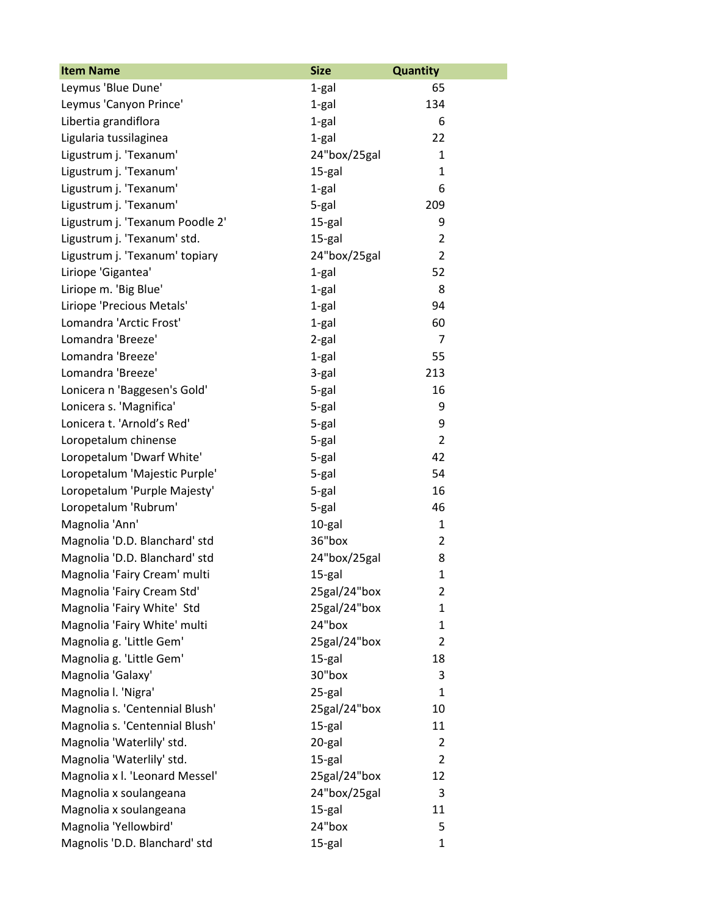| Item Name | Size | Quantity |
|---|---|---|
| Leymus 'Blue Dune' | 1-gal | 65 |
| Leymus 'Canyon Prince' | 1-gal | 134 |
| Libertia grandiflora | 1-gal | 6 |
| Ligularia tussilaginea | 1-gal | 22 |
| Ligustrum j. 'Texanum' | 24"box/25gal | 1 |
| Ligustrum j. 'Texanum' | 15-gal | 1 |
| Ligustrum j. 'Texanum' | 1-gal | 6 |
| Ligustrum j. 'Texanum' | 5-gal | 209 |
| Ligustrum j. 'Texanum Poodle 2' | 15-gal | 9 |
| Ligustrum j. 'Texanum' std. | 15-gal | 2 |
| Ligustrum j. 'Texanum' topiary | 24"box/25gal | 2 |
| Liriope 'Gigantea' | 1-gal | 52 |
| Liriope m. 'Big Blue' | 1-gal | 8 |
| Liriope 'Precious Metals' | 1-gal | 94 |
| Lomandra 'Arctic Frost' | 1-gal | 60 |
| Lomandra 'Breeze' | 2-gal | 7 |
| Lomandra 'Breeze' | 1-gal | 55 |
| Lomandra 'Breeze' | 3-gal | 213 |
| Lonicera n 'Baggesen's Gold' | 5-gal | 16 |
| Lonicera s. 'Magnifica' | 5-gal | 9 |
| Lonicera t. 'Arnold's Red' | 5-gal | 9 |
| Loropetalum chinense | 5-gal | 2 |
| Loropetalum 'Dwarf White' | 5-gal | 42 |
| Loropetalum 'Majestic Purple' | 5-gal | 54 |
| Loropetalum 'Purple Majesty' | 5-gal | 16 |
| Loropetalum 'Rubrum' | 5-gal | 46 |
| Magnolia 'Ann' | 10-gal | 1 |
| Magnolia 'D.D. Blanchard' std | 36"box | 2 |
| Magnolia 'D.D. Blanchard' std | 24"box/25gal | 8 |
| Magnolia 'Fairy Cream' multi | 15-gal | 1 |
| Magnolia 'Fairy Cream Std' | 25gal/24"box | 2 |
| Magnolia 'Fairy White'  Std | 25gal/24"box | 1 |
| Magnolia 'Fairy White' multi | 24"box | 1 |
| Magnolia g. 'Little Gem' | 25gal/24"box | 2 |
| Magnolia g. 'Little Gem' | 15-gal | 18 |
| Magnolia 'Galaxy' | 30"box | 3 |
| Magnolia l. 'Nigra' | 25-gal | 1 |
| Magnolia s. 'Centennial Blush' | 25gal/24"box | 10 |
| Magnolia s. 'Centennial Blush' | 15-gal | 11 |
| Magnolia 'Waterlily' std. | 20-gal | 2 |
| Magnolia 'Waterlily' std. | 15-gal | 2 |
| Magnolia x l. 'Leonard Messel' | 25gal/24"box | 12 |
| Magnolia x soulangeana | 24"box/25gal | 3 |
| Magnolia x soulangeana | 15-gal | 11 |
| Magnolia 'Yellowbird' | 24"box | 5 |
| Magnolis 'D.D. Blanchard' std | 15-gal | 1 |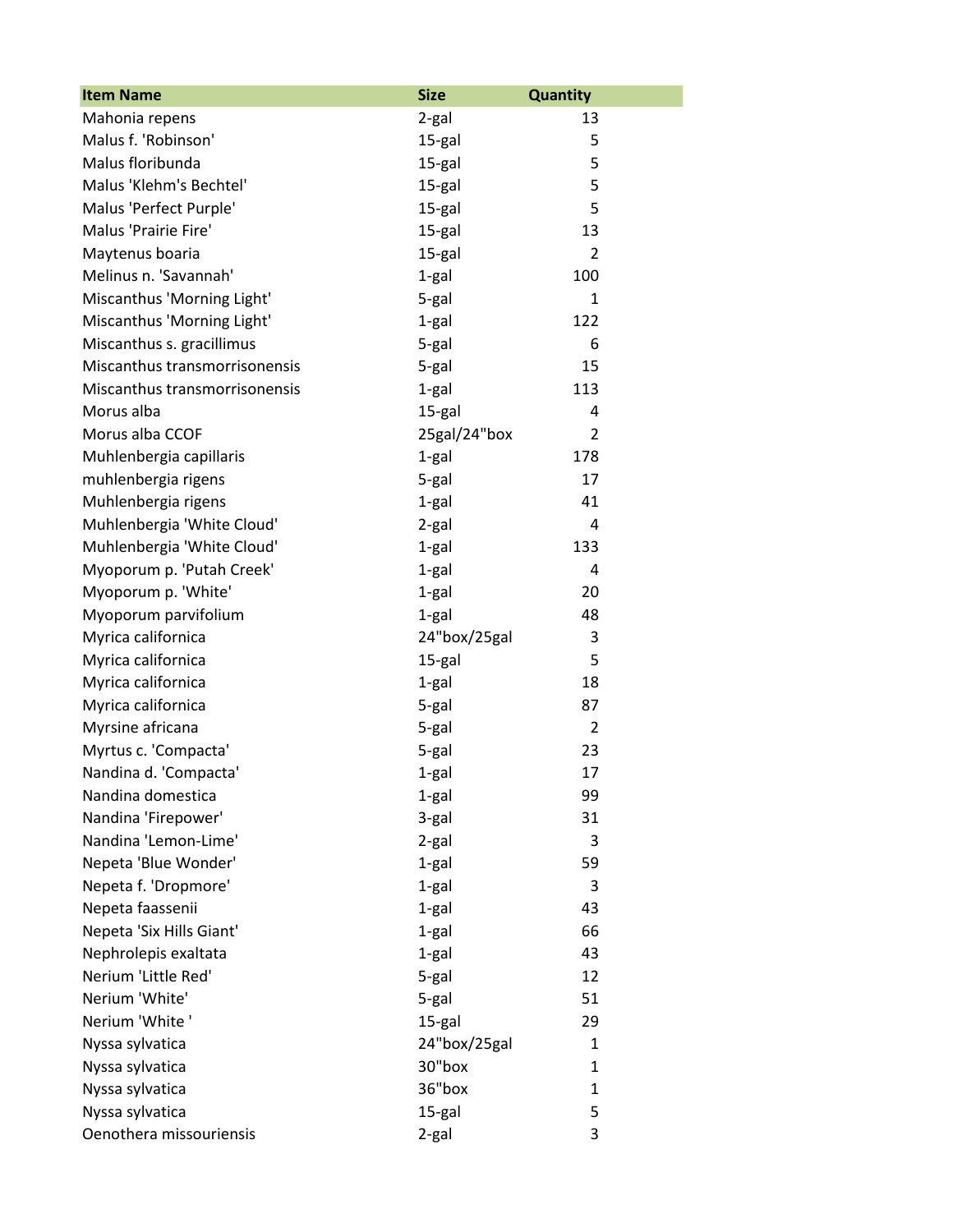| Item Name | Size | Quantity |
|---|---|---|
| Mahonia repens | 2-gal | 13 |
| Malus f. 'Robinson' | 15-gal | 5 |
| Malus floribunda | 15-gal | 5 |
| Malus 'Klehm's Bechtel' | 15-gal | 5 |
| Malus 'Perfect Purple' | 15-gal | 5 |
| Malus 'Prairie Fire' | 15-gal | 13 |
| Maytenus boaria | 15-gal | 2 |
| Melinus n. 'Savannah' | 1-gal | 100 |
| Miscanthus 'Morning Light' | 5-gal | 1 |
| Miscanthus 'Morning Light' | 1-gal | 122 |
| Miscanthus s. gracillimus | 5-gal | 6 |
| Miscanthus transmorrisonensis | 5-gal | 15 |
| Miscanthus transmorrisonensis | 1-gal | 113 |
| Morus alba | 15-gal | 4 |
| Morus alba CCOF | 25gal/24"box | 2 |
| Muhlenbergia capillaris | 1-gal | 178 |
| muhlenbergia rigens | 5-gal | 17 |
| Muhlenbergia rigens | 1-gal | 41 |
| Muhlenbergia 'White Cloud' | 2-gal | 4 |
| Muhlenbergia 'White Cloud' | 1-gal | 133 |
| Myoporum p. 'Putah Creek' | 1-gal | 4 |
| Myoporum p. 'White' | 1-gal | 20 |
| Myoporum parvifolium | 1-gal | 48 |
| Myrica californica | 24"box/25gal | 3 |
| Myrica californica | 15-gal | 5 |
| Myrica californica | 1-gal | 18 |
| Myrica californica | 5-gal | 87 |
| Myrsine africana | 5-gal | 2 |
| Myrtus c. 'Compacta' | 5-gal | 23 |
| Nandina d. 'Compacta' | 1-gal | 17 |
| Nandina domestica | 1-gal | 99 |
| Nandina 'Firepower' | 3-gal | 31 |
| Nandina 'Lemon-Lime' | 2-gal | 3 |
| Nepeta 'Blue Wonder' | 1-gal | 59 |
| Nepeta f. 'Dropmore' | 1-gal | 3 |
| Nepeta faassenii | 1-gal | 43 |
| Nepeta 'Six Hills Giant' | 1-gal | 66 |
| Nephrolepis exaltata | 1-gal | 43 |
| Nerium 'Little Red' | 5-gal | 12 |
| Nerium 'White' | 5-gal | 51 |
| Nerium 'White ' | 15-gal | 29 |
| Nyssa sylvatica | 24"box/25gal | 1 |
| Nyssa sylvatica | 30"box | 1 |
| Nyssa sylvatica | 36"box | 1 |
| Nyssa sylvatica | 15-gal | 5 |
| Oenothera missouriensis | 2-gal | 3 |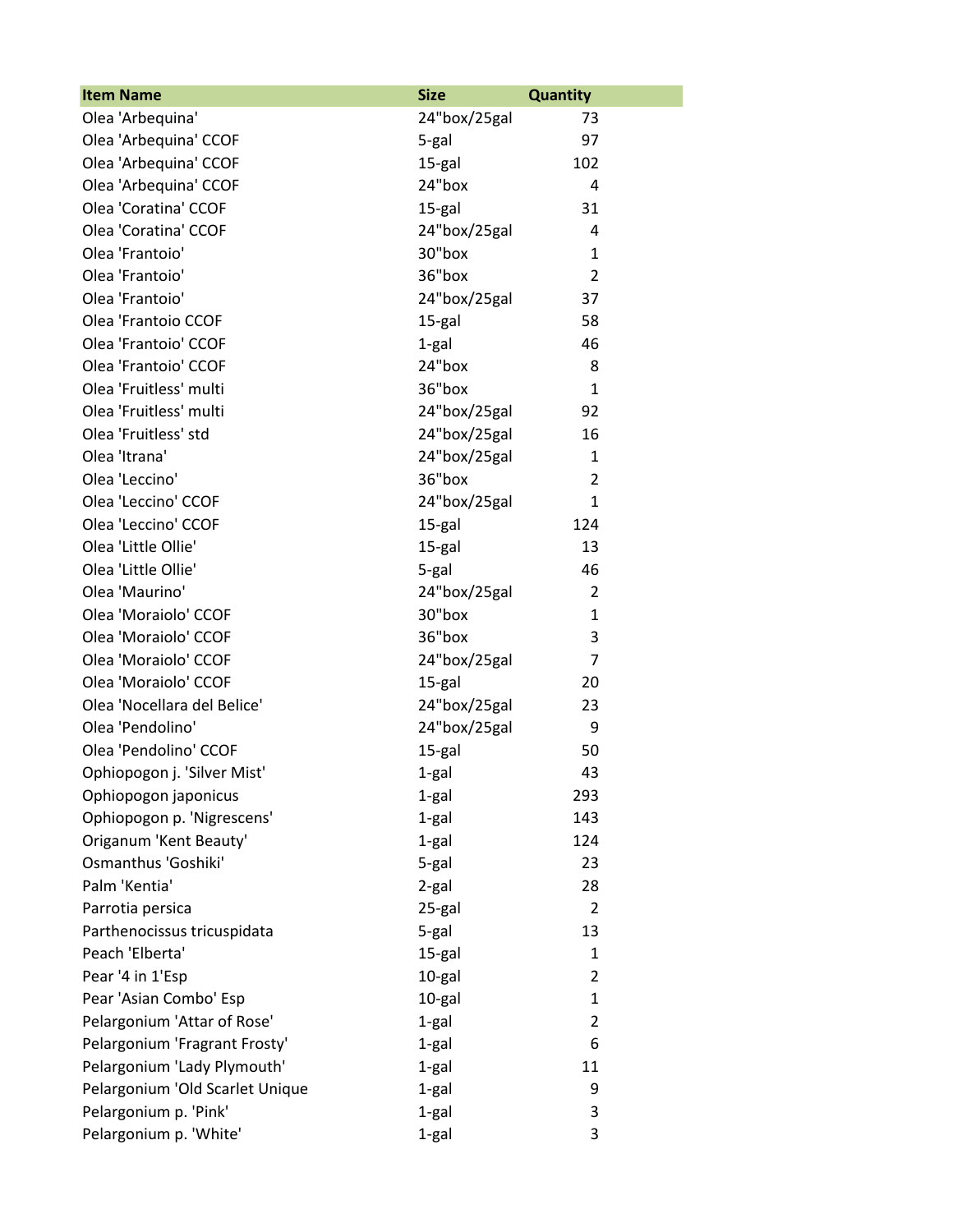| Item Name | Size | Quantity |
| --- | --- | --- |
| Olea 'Arbequina' | 24"box/25gal | 73 |
| Olea 'Arbequina' CCOF | 5-gal | 97 |
| Olea 'Arbequina' CCOF | 15-gal | 102 |
| Olea 'Arbequina' CCOF | 24"box | 4 |
| Olea 'Coratina' CCOF | 15-gal | 31 |
| Olea 'Coratina' CCOF | 24"box/25gal | 4 |
| Olea 'Frantoio' | 30"box | 1 |
| Olea 'Frantoio' | 36"box | 2 |
| Olea 'Frantoio' | 24"box/25gal | 37 |
| Olea 'Frantoio CCOF | 15-gal | 58 |
| Olea 'Frantoio' CCOF | 1-gal | 46 |
| Olea 'Frantoio' CCOF | 24"box | 8 |
| Olea 'Fruitless' multi | 36"box | 1 |
| Olea 'Fruitless' multi | 24"box/25gal | 92 |
| Olea 'Fruitless' std | 24"box/25gal | 16 |
| Olea 'Itrana' | 24"box/25gal | 1 |
| Olea 'Leccino' | 36"box | 2 |
| Olea 'Leccino' CCOF | 24"box/25gal | 1 |
| Olea 'Leccino' CCOF | 15-gal | 124 |
| Olea 'Little Ollie' | 15-gal | 13 |
| Olea 'Little Ollie' | 5-gal | 46 |
| Olea 'Maurino' | 24"box/25gal | 2 |
| Olea 'Moraiolo' CCOF | 30"box | 1 |
| Olea 'Moraiolo' CCOF | 36"box | 3 |
| Olea 'Moraiolo' CCOF | 24"box/25gal | 7 |
| Olea 'Moraiolo' CCOF | 15-gal | 20 |
| Olea 'Nocellara del Belice' | 24"box/25gal | 23 |
| Olea 'Pendolino' | 24"box/25gal | 9 |
| Olea 'Pendolino' CCOF | 15-gal | 50 |
| Ophiopogon j. 'Silver Mist' | 1-gal | 43 |
| Ophiopogon japonicus | 1-gal | 293 |
| Ophiopogon p. 'Nigrescens' | 1-gal | 143 |
| Origanum 'Kent Beauty' | 1-gal | 124 |
| Osmanthus 'Goshiki' | 5-gal | 23 |
| Palm 'Kentia' | 2-gal | 28 |
| Parrotia persica | 25-gal | 2 |
| Parthenocissus tricuspidata | 5-gal | 13 |
| Peach 'Elberta' | 15-gal | 1 |
| Pear '4 in 1'Esp | 10-gal | 2 |
| Pear 'Asian Combo' Esp | 10-gal | 1 |
| Pelargonium 'Attar of Rose' | 1-gal | 2 |
| Pelargonium 'Fragrant Frosty' | 1-gal | 6 |
| Pelargonium 'Lady Plymouth' | 1-gal | 11 |
| Pelargonium 'Old Scarlet Unique | 1-gal | 9 |
| Pelargonium p. 'Pink' | 1-gal | 3 |
| Pelargonium p. 'White' | 1-gal | 3 |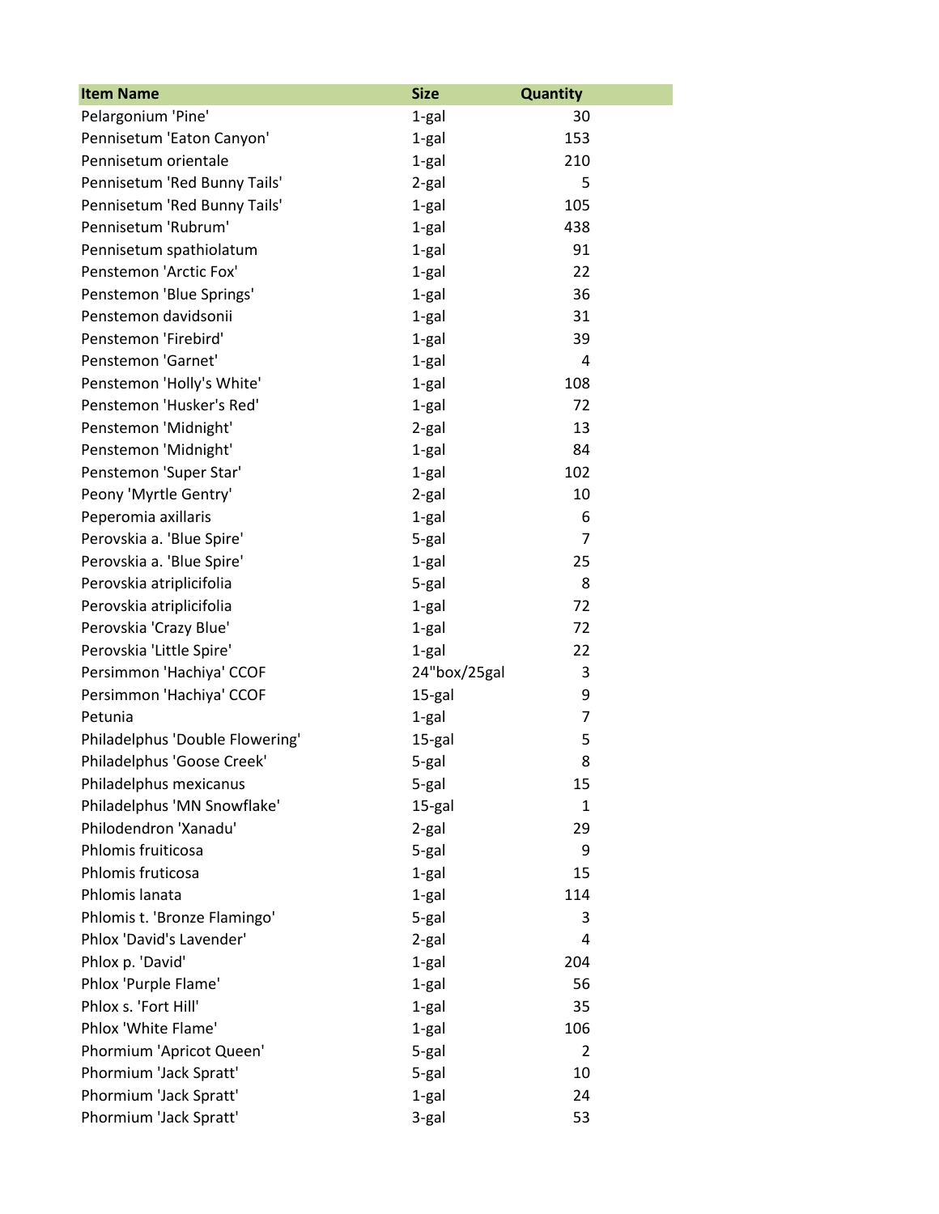| Item Name | Size | Quantity |
|---|---|---|
| Pelargonium 'Pine' | 1-gal | 30 |
| Pennisetum 'Eaton Canyon' | 1-gal | 153 |
| Pennisetum orientale | 1-gal | 210 |
| Pennisetum 'Red Bunny Tails' | 2-gal | 5 |
| Pennisetum 'Red Bunny Tails' | 1-gal | 105 |
| Pennisetum 'Rubrum' | 1-gal | 438 |
| Pennisetum spathiolatum | 1-gal | 91 |
| Penstemon 'Arctic Fox' | 1-gal | 22 |
| Penstemon 'Blue Springs' | 1-gal | 36 |
| Penstemon davidsonii | 1-gal | 31 |
| Penstemon 'Firebird' | 1-gal | 39 |
| Penstemon 'Garnet' | 1-gal | 4 |
| Penstemon 'Holly's White' | 1-gal | 108 |
| Penstemon 'Husker's Red' | 1-gal | 72 |
| Penstemon 'Midnight' | 2-gal | 13 |
| Penstemon 'Midnight' | 1-gal | 84 |
| Penstemon 'Super Star' | 1-gal | 102 |
| Peony 'Myrtle Gentry' | 2-gal | 10 |
| Peperomia axillaris | 1-gal | 6 |
| Perovskia a. 'Blue Spire' | 5-gal | 7 |
| Perovskia a. 'Blue Spire' | 1-gal | 25 |
| Perovskia atriplicifolia | 5-gal | 8 |
| Perovskia atriplicifolia | 1-gal | 72 |
| Perovskia 'Crazy Blue' | 1-gal | 72 |
| Perovskia 'Little Spire' | 1-gal | 22 |
| Persimmon 'Hachiya' CCOF | 24"box/25gal | 3 |
| Persimmon 'Hachiya' CCOF | 15-gal | 9 |
| Petunia | 1-gal | 7 |
| Philadelphus 'Double Flowering' | 15-gal | 5 |
| Philadelphus 'Goose Creek' | 5-gal | 8 |
| Philadelphus mexicanus | 5-gal | 15 |
| Philadelphus 'MN Snowflake' | 15-gal | 1 |
| Philodendron 'Xanadu' | 2-gal | 29 |
| Phlomis fruiticosa | 5-gal | 9 |
| Phlomis fruticosa | 1-gal | 15 |
| Phlomis lanata | 1-gal | 114 |
| Phlomis t. 'Bronze Flamingo' | 5-gal | 3 |
| Phlox 'David's Lavender' | 2-gal | 4 |
| Phlox p. 'David' | 1-gal | 204 |
| Phlox 'Purple Flame' | 1-gal | 56 |
| Phlox s. 'Fort Hill' | 1-gal | 35 |
| Phlox 'White Flame' | 1-gal | 106 |
| Phormium 'Apricot Queen' | 5-gal | 2 |
| Phormium 'Jack Spratt' | 5-gal | 10 |
| Phormium 'Jack Spratt' | 1-gal | 24 |
| Phormium 'Jack Spratt' | 3-gal | 53 |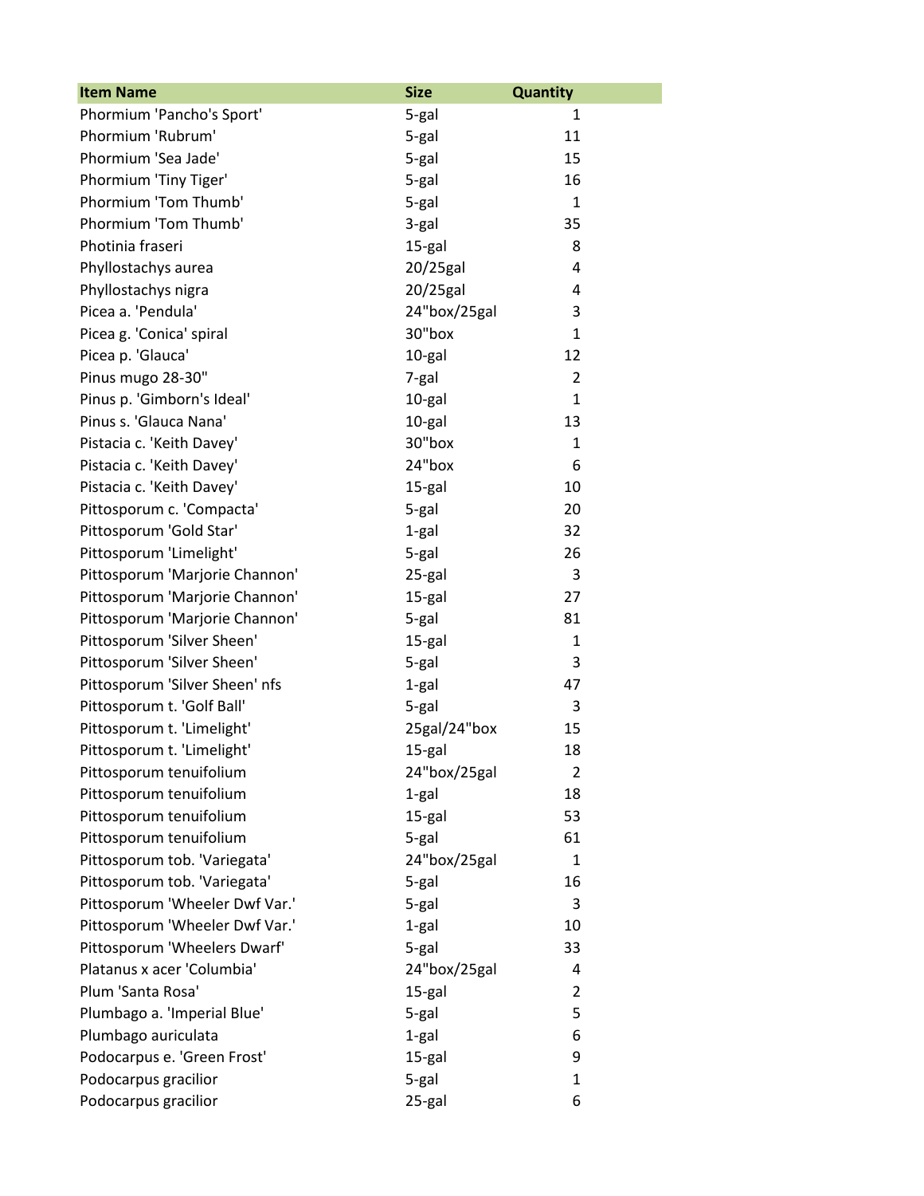| Item Name | Size | Quantity |
| --- | --- | --- |
| Phormium 'Pancho's Sport' | 5-gal | 1 |
| Phormium 'Rubrum' | 5-gal | 11 |
| Phormium 'Sea Jade' | 5-gal | 15 |
| Phormium 'Tiny Tiger' | 5-gal | 16 |
| Phormium 'Tom Thumb' | 5-gal | 1 |
| Phormium 'Tom Thumb' | 3-gal | 35 |
| Photinia fraseri | 15-gal | 8 |
| Phyllostachys aurea | 20/25gal | 4 |
| Phyllostachys nigra | 20/25gal | 4 |
| Picea a. 'Pendula' | 24"box/25gal | 3 |
| Picea g. 'Conica' spiral | 30"box | 1 |
| Picea p. 'Glauca' | 10-gal | 12 |
| Pinus mugo 28-30" | 7-gal | 2 |
| Pinus p. 'Gimborn's Ideal' | 10-gal | 1 |
| Pinus s. 'Glauca Nana' | 10-gal | 13 |
| Pistacia c. 'Keith Davey' | 30"box | 1 |
| Pistacia c. 'Keith Davey' | 24"box | 6 |
| Pistacia c. 'Keith Davey' | 15-gal | 10 |
| Pittosporum c. 'Compacta' | 5-gal | 20 |
| Pittosporum 'Gold Star' | 1-gal | 32 |
| Pittosporum 'Limelight' | 5-gal | 26 |
| Pittosporum 'Marjorie Channon' | 25-gal | 3 |
| Pittosporum 'Marjorie Channon' | 15-gal | 27 |
| Pittosporum 'Marjorie Channon' | 5-gal | 81 |
| Pittosporum 'Silver Sheen' | 15-gal | 1 |
| Pittosporum 'Silver Sheen' | 5-gal | 3 |
| Pittosporum 'Silver Sheen' nfs | 1-gal | 47 |
| Pittosporum t. 'Golf Ball' | 5-gal | 3 |
| Pittosporum t. 'Limelight' | 25gal/24"box | 15 |
| Pittosporum t. 'Limelight' | 15-gal | 18 |
| Pittosporum tenuifolium | 24"box/25gal | 2 |
| Pittosporum tenuifolium | 1-gal | 18 |
| Pittosporum tenuifolium | 15-gal | 53 |
| Pittosporum tenuifolium | 5-gal | 61 |
| Pittosporum tob. 'Variegata' | 24"box/25gal | 1 |
| Pittosporum tob. 'Variegata' | 5-gal | 16 |
| Pittosporum 'Wheeler Dwf Var.' | 5-gal | 3 |
| Pittosporum 'Wheeler Dwf Var.' | 1-gal | 10 |
| Pittosporum 'Wheelers Dwarf' | 5-gal | 33 |
| Platanus x acer 'Columbia' | 24"box/25gal | 4 |
| Plum 'Santa Rosa' | 15-gal | 2 |
| Plumbago a. 'Imperial Blue' | 5-gal | 5 |
| Plumbago auriculata | 1-gal | 6 |
| Podocarpus e. 'Green Frost' | 15-gal | 9 |
| Podocarpus gracilior | 5-gal | 1 |
| Podocarpus gracilior | 25-gal | 6 |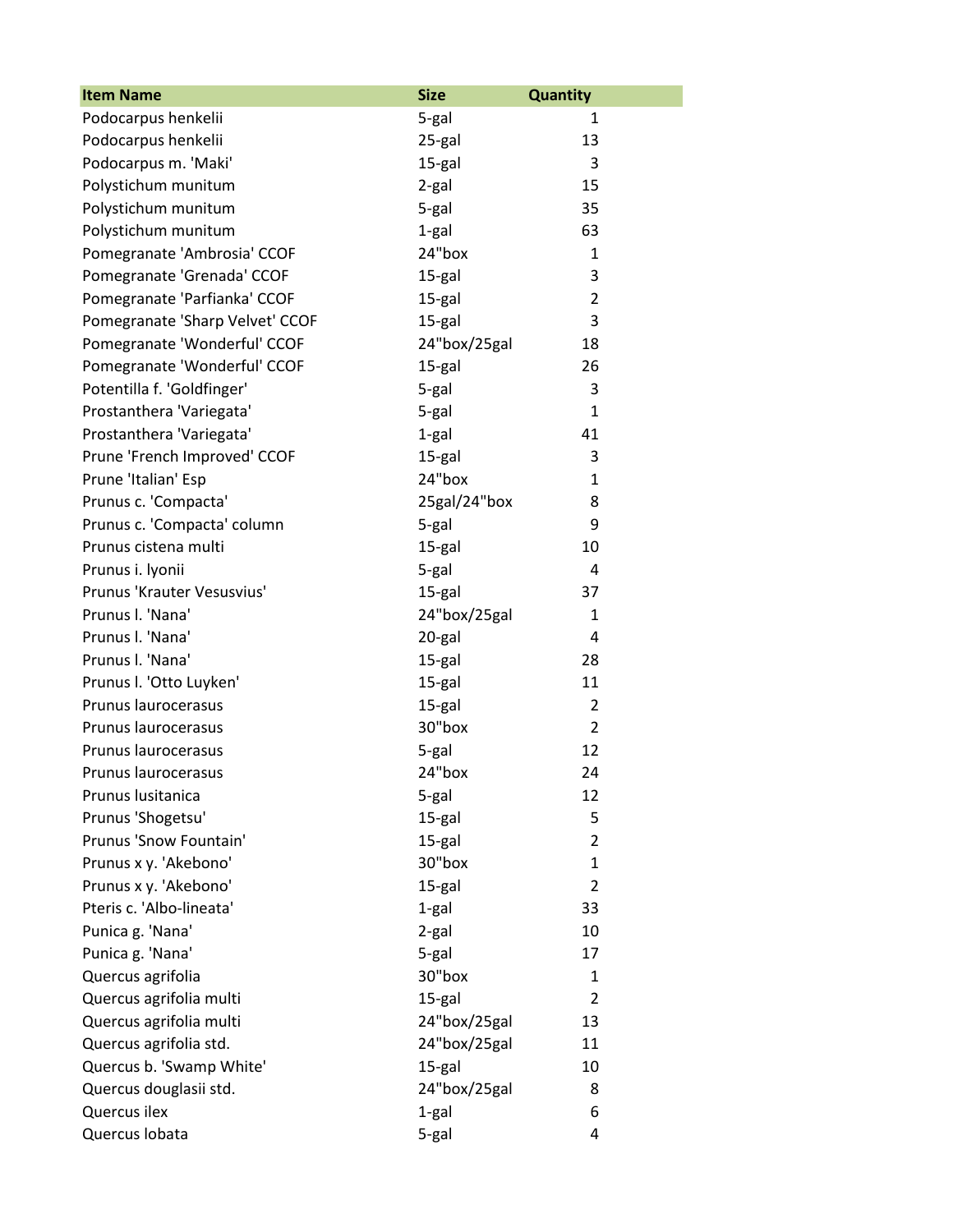| Item Name | Size | Quantity |
| --- | --- | --- |
| Podocarpus henkelii | 5-gal | 1 |
| Podocarpus henkelii | 25-gal | 13 |
| Podocarpus m. 'Maki' | 15-gal | 3 |
| Polystichum munitum | 2-gal | 15 |
| Polystichum munitum | 5-gal | 35 |
| Polystichum munitum | 1-gal | 63 |
| Pomegranate 'Ambrosia' CCOF | 24"box | 1 |
| Pomegranate 'Grenada' CCOF | 15-gal | 3 |
| Pomegranate 'Parfianka' CCOF | 15-gal | 2 |
| Pomegranate 'Sharp Velvet' CCOF | 15-gal | 3 |
| Pomegranate 'Wonderful' CCOF | 24"box/25gal | 18 |
| Pomegranate 'Wonderful' CCOF | 15-gal | 26 |
| Potentilla f. 'Goldfinger' | 5-gal | 3 |
| Prostanthera 'Variegata' | 5-gal | 1 |
| Prostanthera 'Variegata' | 1-gal | 41 |
| Prune 'French Improved' CCOF | 15-gal | 3 |
| Prune 'Italian' Esp | 24"box | 1 |
| Prunus c. 'Compacta' | 25gal/24"box | 8 |
| Prunus c. 'Compacta' column | 5-gal | 9 |
| Prunus cistena multi | 15-gal | 10 |
| Prunus i. lyonii | 5-gal | 4 |
| Prunus 'Krauter Vesusvius' | 15-gal | 37 |
| Prunus l. 'Nana' | 24"box/25gal | 1 |
| Prunus l. 'Nana' | 20-gal | 4 |
| Prunus l. 'Nana' | 15-gal | 28 |
| Prunus l. 'Otto Luyken' | 15-gal | 11 |
| Prunus laurocerasus | 15-gal | 2 |
| Prunus laurocerasus | 30"box | 2 |
| Prunus laurocerasus | 5-gal | 12 |
| Prunus laurocerasus | 24"box | 24 |
| Prunus lusitanica | 5-gal | 12 |
| Prunus 'Shogetsu' | 15-gal | 5 |
| Prunus 'Snow Fountain' | 15-gal | 2 |
| Prunus x y. 'Akebono' | 30"box | 1 |
| Prunus x y. 'Akebono' | 15-gal | 2 |
| Pteris c. 'Albo-lineata' | 1-gal | 33 |
| Punica g. 'Nana' | 2-gal | 10 |
| Punica g. 'Nana' | 5-gal | 17 |
| Quercus agrifolia | 30"box | 1 |
| Quercus agrifolia multi | 15-gal | 2 |
| Quercus agrifolia multi | 24"box/25gal | 13 |
| Quercus agrifolia std. | 24"box/25gal | 11 |
| Quercus b. 'Swamp White' | 15-gal | 10 |
| Quercus douglasii std. | 24"box/25gal | 8 |
| Quercus ilex | 1-gal | 6 |
| Quercus lobata | 5-gal | 4 |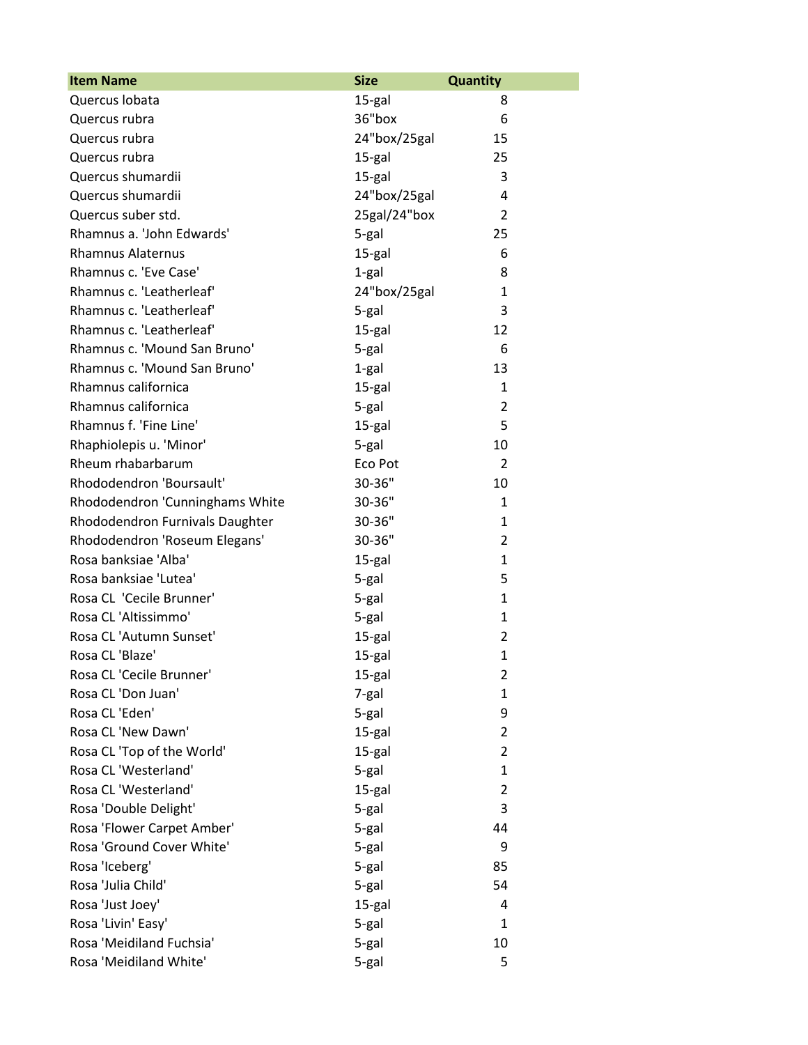| Item Name | Size | Quantity |
|---|---|---|
| Quercus lobata | 15-gal | 8 |
| Quercus rubra | 36"box | 6 |
| Quercus rubra | 24"box/25gal | 15 |
| Quercus rubra | 15-gal | 25 |
| Quercus shumardii | 15-gal | 3 |
| Quercus shumardii | 24"box/25gal | 4 |
| Quercus suber std. | 25gal/24"box | 2 |
| Rhamnus a. 'John Edwards' | 5-gal | 25 |
| Rhamnus Alaternus | 15-gal | 6 |
| Rhamnus c. 'Eve Case' | 1-gal | 8 |
| Rhamnus c. 'Leatherleaf' | 24"box/25gal | 1 |
| Rhamnus c. 'Leatherleaf' | 5-gal | 3 |
| Rhamnus c. 'Leatherleaf' | 15-gal | 12 |
| Rhamnus c. 'Mound San Bruno' | 5-gal | 6 |
| Rhamnus c. 'Mound San Bruno' | 1-gal | 13 |
| Rhamnus californica | 15-gal | 1 |
| Rhamnus californica | 5-gal | 2 |
| Rhamnus f. 'Fine Line' | 15-gal | 5 |
| Rhaphiolepis u. 'Minor' | 5-gal | 10 |
| Rheum rhabarbarum | Eco Pot | 2 |
| Rhododendron 'Boursault' | 30-36" | 10 |
| Rhododendron 'Cunninghams White | 30-36" | 1 |
| Rhododendron Furnivals Daughter | 30-36" | 1 |
| Rhododendron 'Roseum Elegans' | 30-36" | 2 |
| Rosa banksiae 'Alba' | 15-gal | 1 |
| Rosa banksiae 'Lutea' | 5-gal | 5 |
| Rosa CL  'Cecile Brunner' | 5-gal | 1 |
| Rosa CL 'Altissimmo' | 5-gal | 1 |
| Rosa CL 'Autumn Sunset' | 15-gal | 2 |
| Rosa CL 'Blaze' | 15-gal | 1 |
| Rosa CL 'Cecile Brunner' | 15-gal | 2 |
| Rosa CL 'Don Juan' | 7-gal | 1 |
| Rosa CL 'Eden' | 5-gal | 9 |
| Rosa CL 'New Dawn' | 15-gal | 2 |
| Rosa CL 'Top of the World' | 15-gal | 2 |
| Rosa CL 'Westerland' | 5-gal | 1 |
| Rosa CL 'Westerland' | 15-gal | 2 |
| Rosa 'Double Delight' | 5-gal | 3 |
| Rosa 'Flower Carpet Amber' | 5-gal | 44 |
| Rosa 'Ground Cover White' | 5-gal | 9 |
| Rosa 'Iceberg' | 5-gal | 85 |
| Rosa 'Julia Child' | 5-gal | 54 |
| Rosa 'Just Joey' | 15-gal | 4 |
| Rosa 'Livin' Easy' | 5-gal | 1 |
| Rosa 'Meidiland Fuchsia' | 5-gal | 10 |
| Rosa 'Meidiland White' | 5-gal | 5 |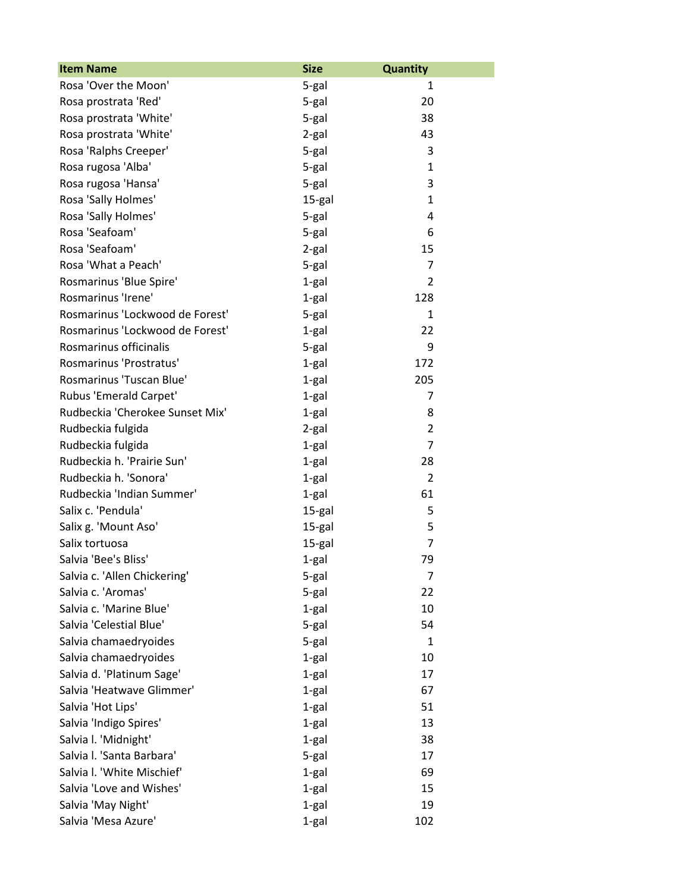| Item Name | Size | Quantity |
|---|---|---|
| Rosa 'Over the Moon' | 5-gal | 1 |
| Rosa prostrata 'Red' | 5-gal | 20 |
| Rosa prostrata 'White' | 5-gal | 38 |
| Rosa prostrata 'White' | 2-gal | 43 |
| Rosa 'Ralphs Creeper' | 5-gal | 3 |
| Rosa rugosa 'Alba' | 5-gal | 1 |
| Rosa rugosa 'Hansa' | 5-gal | 3 |
| Rosa 'Sally Holmes' | 15-gal | 1 |
| Rosa 'Sally Holmes' | 5-gal | 4 |
| Rosa 'Seafoam' | 5-gal | 6 |
| Rosa 'Seafoam' | 2-gal | 15 |
| Rosa 'What a Peach' | 5-gal | 7 |
| Rosmarinus 'Blue Spire' | 1-gal | 2 |
| Rosmarinus 'Irene' | 1-gal | 128 |
| Rosmarinus 'Lockwood de Forest' | 5-gal | 1 |
| Rosmarinus 'Lockwood de Forest' | 1-gal | 22 |
| Rosmarinus officinalis | 5-gal | 9 |
| Rosmarinus 'Prostratus' | 1-gal | 172 |
| Rosmarinus 'Tuscan Blue' | 1-gal | 205 |
| Rubus 'Emerald Carpet' | 1-gal | 7 |
| Rudbeckia 'Cherokee Sunset Mix' | 1-gal | 8 |
| Rudbeckia fulgida | 2-gal | 2 |
| Rudbeckia fulgida | 1-gal | 7 |
| Rudbeckia h. 'Prairie Sun' | 1-gal | 28 |
| Rudbeckia h. 'Sonora' | 1-gal | 2 |
| Rudbeckia 'Indian Summer' | 1-gal | 61 |
| Salix c. 'Pendula' | 15-gal | 5 |
| Salix g. 'Mount Aso' | 15-gal | 5 |
| Salix tortuosa | 15-gal | 7 |
| Salvia 'Bee's Bliss' | 1-gal | 79 |
| Salvia c. 'Allen Chickering' | 5-gal | 7 |
| Salvia c. 'Aromas' | 5-gal | 22 |
| Salvia c. 'Marine Blue' | 1-gal | 10 |
| Salvia 'Celestial Blue' | 5-gal | 54 |
| Salvia chamaedryoides | 5-gal | 1 |
| Salvia chamaedryoides | 1-gal | 10 |
| Salvia d. 'Platinum Sage' | 1-gal | 17 |
| Salvia 'Heatwave Glimmer' | 1-gal | 67 |
| Salvia 'Hot Lips' | 1-gal | 51 |
| Salvia 'Indigo Spires' | 1-gal | 13 |
| Salvia l. 'Midnight' | 1-gal | 38 |
| Salvia l. 'Santa Barbara' | 5-gal | 17 |
| Salvia l. 'White Mischief' | 1-gal | 69 |
| Salvia 'Love and Wishes' | 1-gal | 15 |
| Salvia 'May Night' | 1-gal | 19 |
| Salvia 'Mesa Azure' | 1-gal | 102 |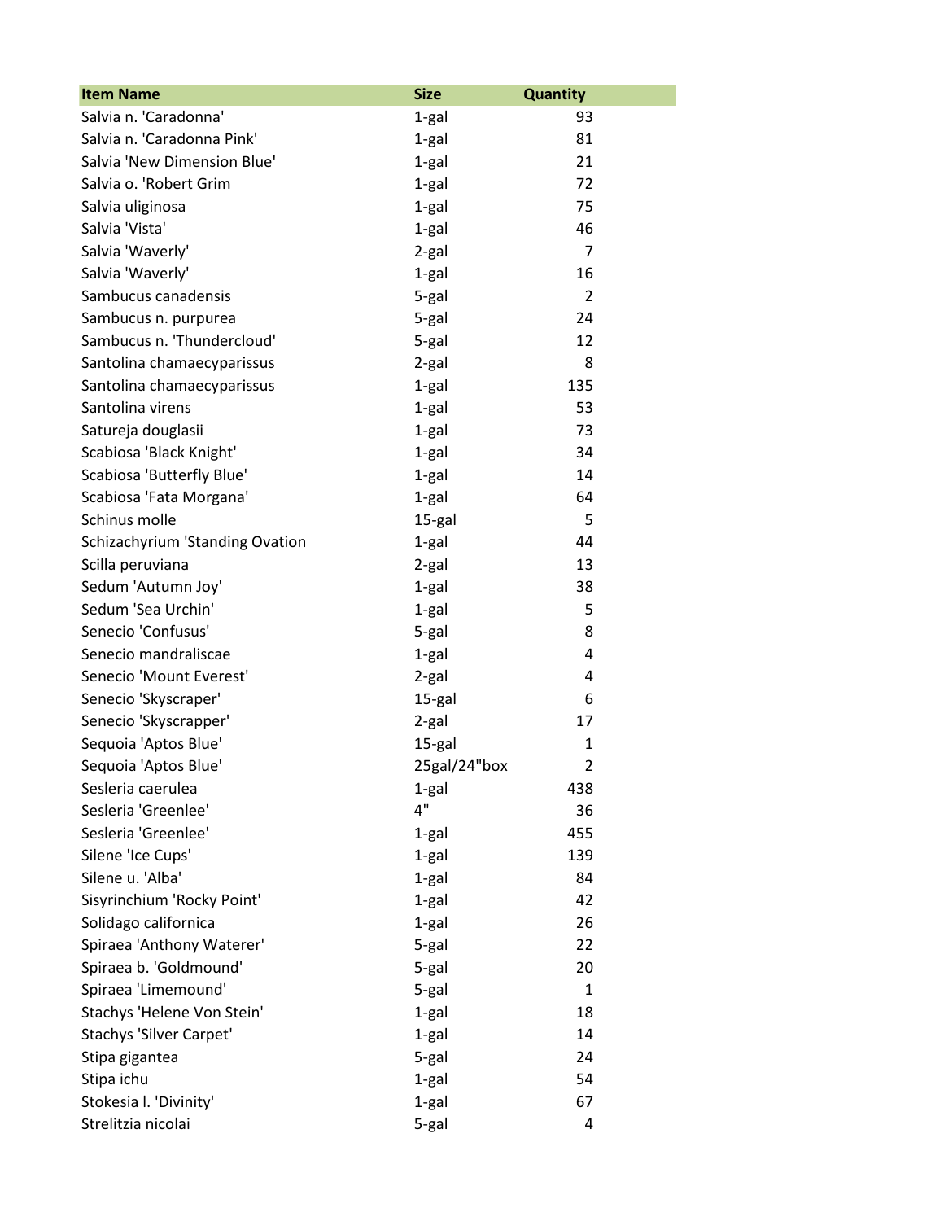| Item Name | Size | Quantity |
|---|---|---|
| Salvia n. 'Caradonna' | 1-gal | 93 |
| Salvia n. 'Caradonna Pink' | 1-gal | 81 |
| Salvia 'New Dimension Blue' | 1-gal | 21 |
| Salvia o. 'Robert Grim | 1-gal | 72 |
| Salvia uliginosa | 1-gal | 75 |
| Salvia 'Vista' | 1-gal | 46 |
| Salvia 'Waverly' | 2-gal | 7 |
| Salvia 'Waverly' | 1-gal | 16 |
| Sambucus canadensis | 5-gal | 2 |
| Sambucus n. purpurea | 5-gal | 24 |
| Sambucus n. 'Thundercloud' | 5-gal | 12 |
| Santolina chamaecyparissus | 2-gal | 8 |
| Santolina chamaecyparissus | 1-gal | 135 |
| Santolina virens | 1-gal | 53 |
| Satureja douglasii | 1-gal | 73 |
| Scabiosa 'Black Knight' | 1-gal | 34 |
| Scabiosa 'Butterfly Blue' | 1-gal | 14 |
| Scabiosa 'Fata Morgana' | 1-gal | 64 |
| Schinus molle | 15-gal | 5 |
| Schizachyrium 'Standing Ovation | 1-gal | 44 |
| Scilla peruviana | 2-gal | 13 |
| Sedum 'Autumn Joy' | 1-gal | 38 |
| Sedum 'Sea Urchin' | 1-gal | 5 |
| Senecio 'Confusus' | 5-gal | 8 |
| Senecio mandraliscae | 1-gal | 4 |
| Senecio 'Mount Everest' | 2-gal | 4 |
| Senecio 'Skyscraper' | 15-gal | 6 |
| Senecio 'Skyscrapper' | 2-gal | 17 |
| Sequoia 'Aptos Blue' | 15-gal | 1 |
| Sequoia 'Aptos Blue' | 25gal/24"box | 2 |
| Sesleria caerulea | 1-gal | 438 |
| Sesleria 'Greenlee' | 4" | 36 |
| Sesleria 'Greenlee' | 1-gal | 455 |
| Silene 'Ice Cups' | 1-gal | 139 |
| Silene u. 'Alba' | 1-gal | 84 |
| Sisyrinchium 'Rocky Point' | 1-gal | 42 |
| Solidago californica | 1-gal | 26 |
| Spiraea 'Anthony Waterer' | 5-gal | 22 |
| Spiraea b. 'Goldmound' | 5-gal | 20 |
| Spiraea 'Limemound' | 5-gal | 1 |
| Stachys 'Helene Von Stein' | 1-gal | 18 |
| Stachys 'Silver Carpet' | 1-gal | 14 |
| Stipa gigantea | 5-gal | 24 |
| Stipa ichu | 1-gal | 54 |
| Stokesia l. 'Divinity' | 1-gal | 67 |
| Strelitzia nicolai | 5-gal | 4 |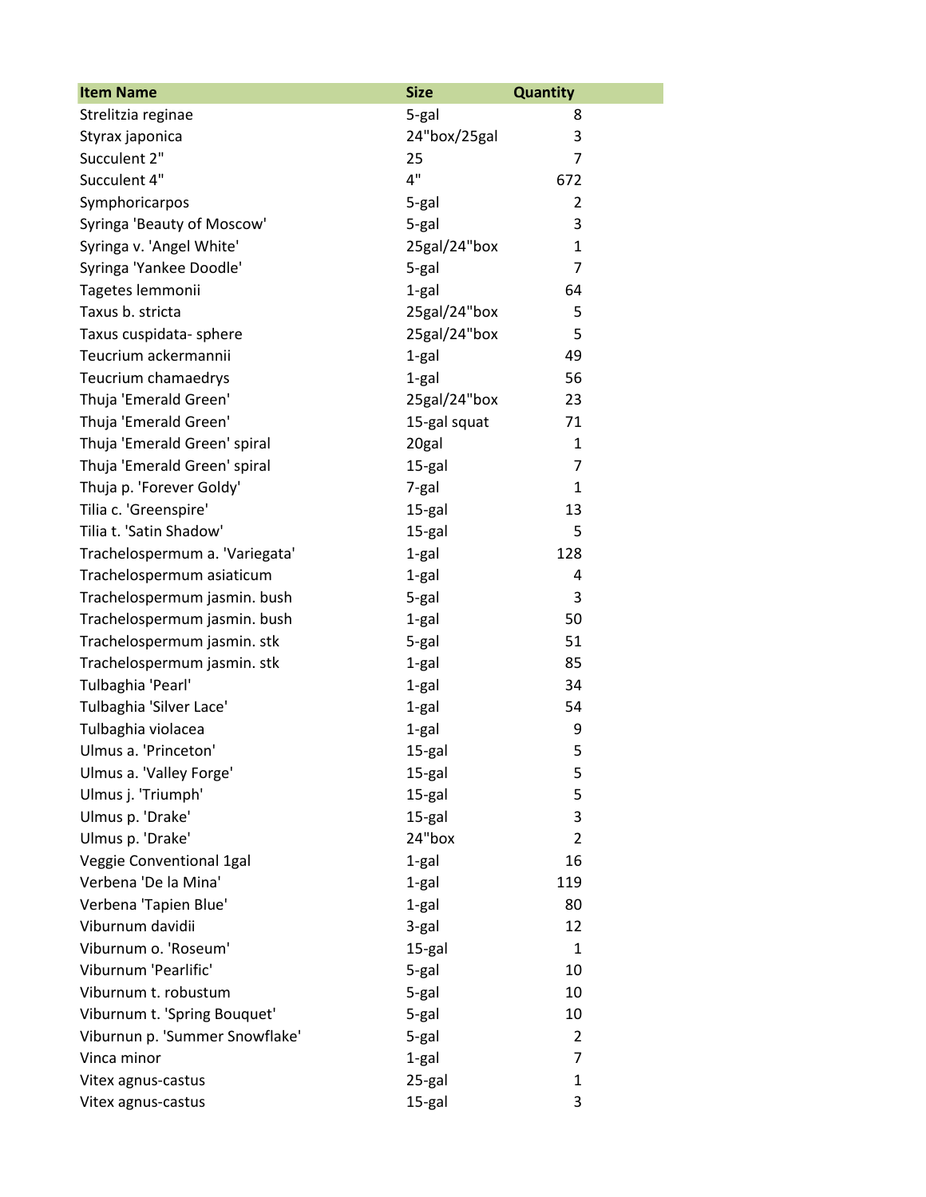| Item Name | Size | Quantity |
| --- | --- | --- |
| Strelitzia reginae | 5-gal | 8 |
| Styrax japonica | 24"box/25gal | 3 |
| Succulent 2" | 25 | 7 |
| Succulent 4" | 4" | 672 |
| Symphoricarpos | 5-gal | 2 |
| Syringa 'Beauty of Moscow' | 5-gal | 3 |
| Syringa v. 'Angel White' | 25gal/24"box | 1 |
| Syringa 'Yankee Doodle' | 5-gal | 7 |
| Tagetes lemmonii | 1-gal | 64 |
| Taxus b. stricta | 25gal/24"box | 5 |
| Taxus cuspidata- sphere | 25gal/24"box | 5 |
| Teucrium ackermannii | 1-gal | 49 |
| Teucrium chamaedrys | 1-gal | 56 |
| Thuja 'Emerald Green' | 25gal/24"box | 23 |
| Thuja 'Emerald Green' | 15-gal squat | 71 |
| Thuja 'Emerald Green' spiral | 20gal | 1 |
| Thuja 'Emerald Green' spiral | 15-gal | 7 |
| Thuja p. 'Forever Goldy' | 7-gal | 1 |
| Tilia c. 'Greenspire' | 15-gal | 13 |
| Tilia t. 'Satin Shadow' | 15-gal | 5 |
| Trachelospermum a. 'Variegata' | 1-gal | 128 |
| Trachelospermum asiaticum | 1-gal | 4 |
| Trachelospermum jasmin. bush | 5-gal | 3 |
| Trachelospermum jasmin. bush | 1-gal | 50 |
| Trachelospermum jasmin. stk | 5-gal | 51 |
| Trachelospermum jasmin. stk | 1-gal | 85 |
| Tulbaghia 'Pearl' | 1-gal | 34 |
| Tulbaghia 'Silver Lace' | 1-gal | 54 |
| Tulbaghia violacea | 1-gal | 9 |
| Ulmus a. 'Princeton' | 15-gal | 5 |
| Ulmus a. 'Valley Forge' | 15-gal | 5 |
| Ulmus j. 'Triumph' | 15-gal | 5 |
| Ulmus p. 'Drake' | 15-gal | 3 |
| Ulmus p. 'Drake' | 24"box | 2 |
| Veggie Conventional 1gal | 1-gal | 16 |
| Verbena 'De la Mina' | 1-gal | 119 |
| Verbena 'Tapien Blue' | 1-gal | 80 |
| Viburnum davidii | 3-gal | 12 |
| Viburnum o. 'Roseum' | 15-gal | 1 |
| Viburnum 'Pearlific' | 5-gal | 10 |
| Viburnum t. robustum | 5-gal | 10 |
| Viburnum t. 'Spring Bouquet' | 5-gal | 10 |
| Viburnun p. 'Summer Snowflake' | 5-gal | 2 |
| Vinca minor | 1-gal | 7 |
| Vitex agnus-castus | 25-gal | 1 |
| Vitex agnus-castus | 15-gal | 3 |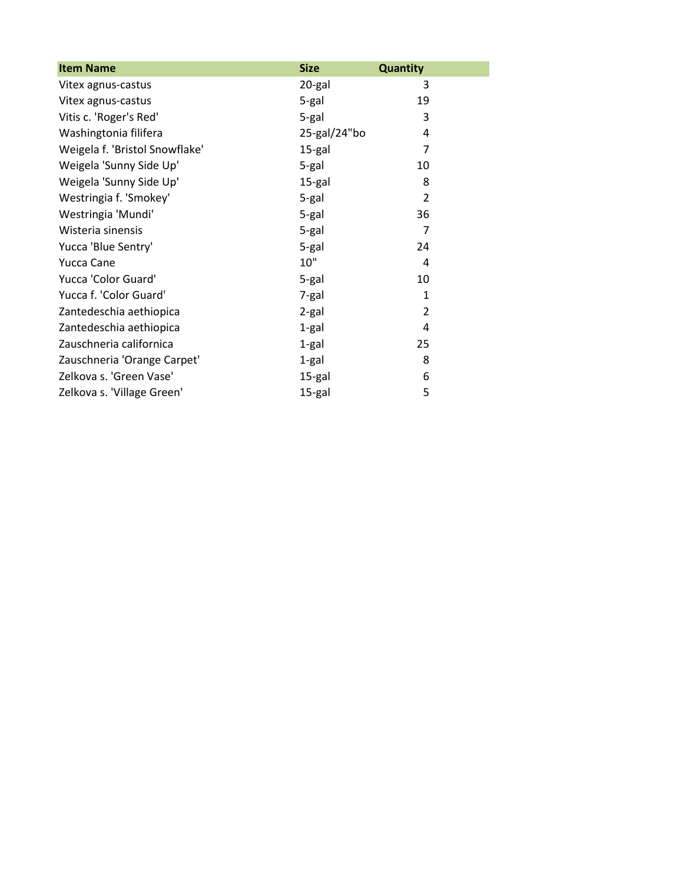| Item Name | Size | Quantity |
|---|---|---|
| Vitex agnus-castus | 20-gal | 3 |
| Vitex agnus-castus | 5-gal | 19 |
| Vitis c. 'Roger's Red' | 5-gal | 3 |
| Washingtonia filifera | 25-gal/24"bo | 4 |
| Weigela f. 'Bristol Snowflake' | 15-gal | 7 |
| Weigela 'Sunny Side Up' | 5-gal | 10 |
| Weigela 'Sunny Side Up' | 15-gal | 8 |
| Westringia f. 'Smokey' | 5-gal | 2 |
| Westringia 'Mundi' | 5-gal | 36 |
| Wisteria sinensis | 5-gal | 7 |
| Yucca 'Blue Sentry' | 5-gal | 24 |
| Yucca Cane | 10" | 4 |
| Yucca 'Color Guard' | 5-gal | 10 |
| Yucca f. 'Color Guard' | 7-gal | 1 |
| Zantedeschia aethiopica | 2-gal | 2 |
| Zantedeschia aethiopica | 1-gal | 4 |
| Zauschneria californica | 1-gal | 25 |
| Zauschneria 'Orange Carpet' | 1-gal | 8 |
| Zelkova s. 'Green Vase' | 15-gal | 6 |
| Zelkova s. 'Village Green' | 15-gal | 5 |